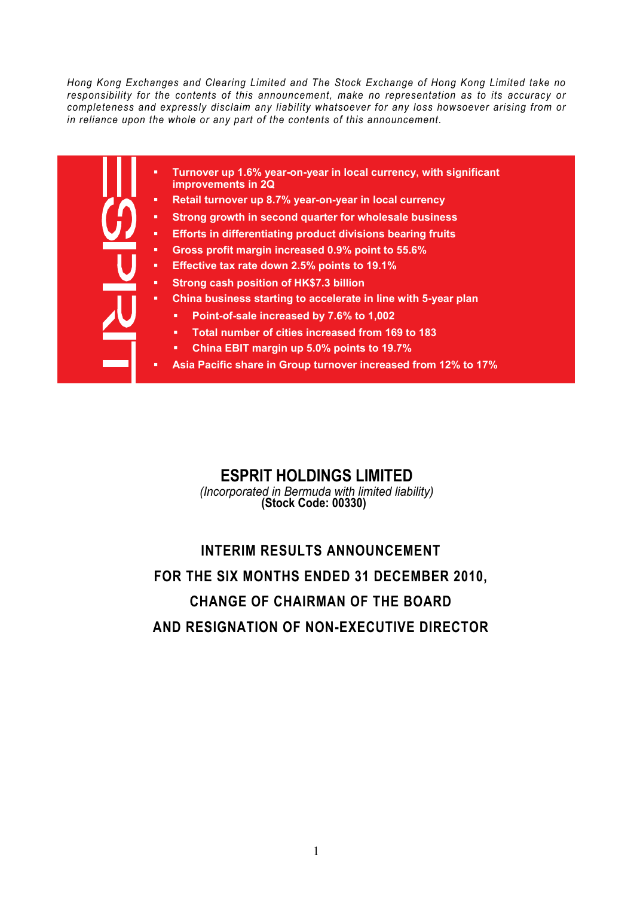*Hong Kong Exchanges and Clearing Limited and The Stock Exchange of Hong Kong Limited take no responsibility for the contents of this announcement, make no representation as to its accuracy or completeness and expressly disclaim any liability whatsoever for any loss howsoever arising from or in reliance upon the whole or any part of the contents of this announcement.*

- **Turnover up 1.6% year-on-year in local currency, with significant improvements in 2Q**
- **Retail turnover up 8.7% year-on-year in local currency**
- **Strong growth in second quarter for wholesale business**
- **Efforts in differentiating product divisions bearing fruits**
- **Gross profit margin increased 0.9% point to 55.6%**
- **Effective tax rate down 2.5% points to 19.1%**
- **Strong cash position of HK$7.3 billion**
- **China business starting to accelerate in line with 5-year plan**
  - **Point-of-sale increased by 7.6% to 1,002**
  - **Total number of cities increased from 169 to 183**
  - **China EBIT margin up 5.0% points to 19.7%**
- **Asia Pacific share in Group turnover increased from 12% to 17%**

# ESPRIT HOLDINGS LIMITED

*(Incorporated in Bermuda with limited liability)*
**(Stock Code: 00330)**

## INTERIM RESULTS ANNOUNCEMENT FOR THE SIX MONTHS ENDED 31 DECEMBER 2010, CHANGE OF CHAIRMAN OF THE BOARD AND RESIGNATION OF NON-EXECUTIVE DIRECTOR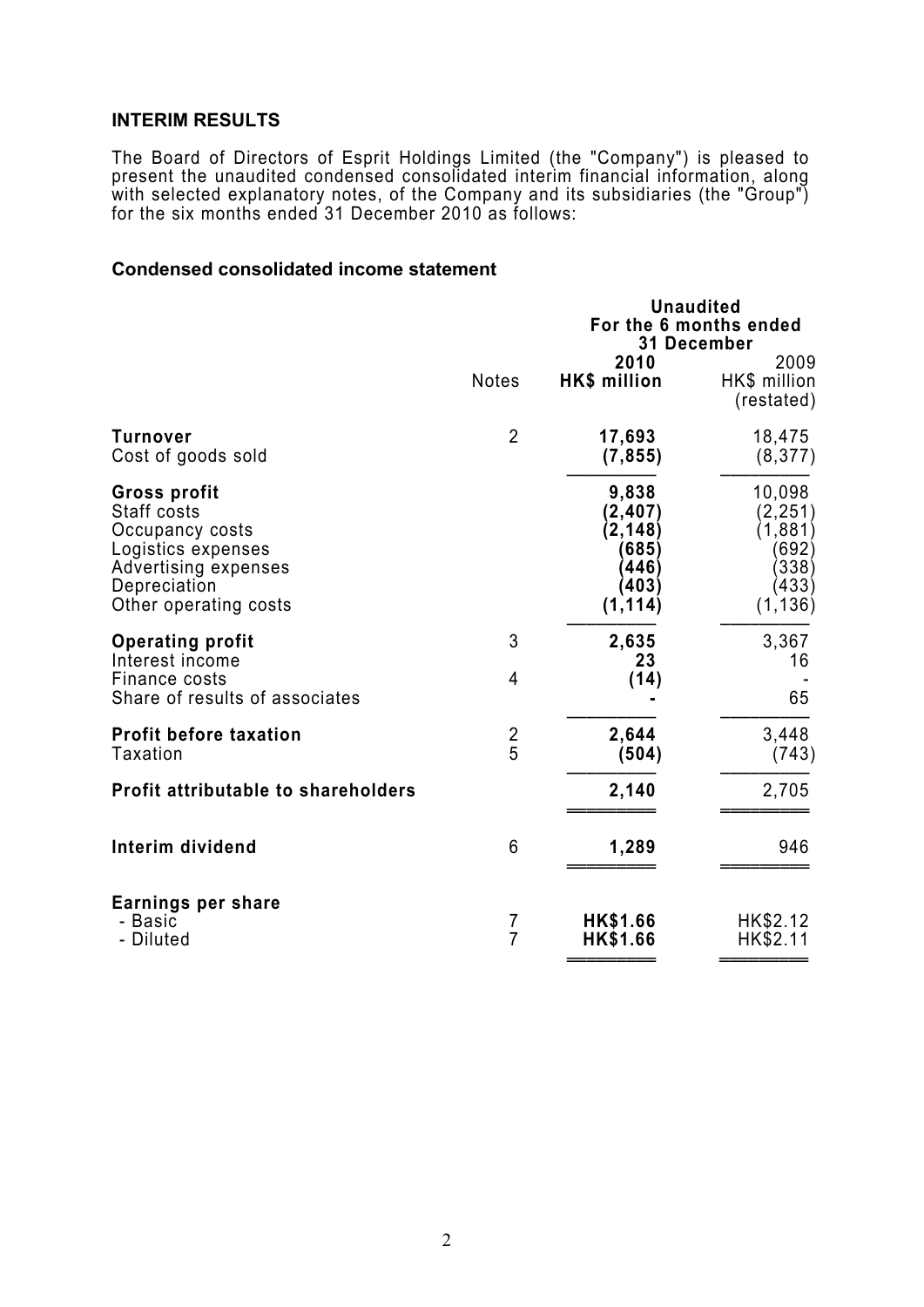## INTERIM RESULTS

The Board of Directors of Esprit Holdings Limited (the "Company") is pleased to present the unaudited condensed consolidated interim financial information, along with selected explanatory notes, of the Company and its subsidiaries (the "Group") for the six months ended 31 December 2010 as follows:

### Condensed consolidated income statement

| | Notes | Unaudited For the 6 months ended 31 December 2010 HK$ million | 2009 HK$ million (restated) |
|---|---|---|---|
| **Turnover** | 2 | **17,693** | 18,475 |
| Cost of goods sold | | **(7,855)** | (8,377) |
| **Gross profit** | | **9,838** | 10,098 |
| Staff costs | | **(2,407)** | (2,251) |
| Occupancy costs | | **(2,148)** | (1,881) |
| Logistics expenses | | **(685)** | (692) |
| Advertising expenses | | **(446)** | (338) |
| Depreciation | | **(403)** | (433) |
| Other operating costs | | **(1,114)** | (1,136) |
| **Operating profit** | 3 | **2,635** | 3,367 |
| Interest income | | **23** | 16 |
| Finance costs | 4 | **(14)** | - |
| Share of results of associates | | **-** | 65 |
| **Profit before taxation** | 2 | **2,644** | 3,448 |
| Taxation | 5 | **(504)** | (743) |
| **Profit attributable to shareholders** | | **2,140** | 2,705 |
| **Interim dividend** | 6 | **1,289** | 946 |
| **Earnings per share** | | | |
| - Basic | 7 | **HK$1.66** | HK$2.12 |
| - Diluted | 7 | **HK$1.66** | HK$2.11 |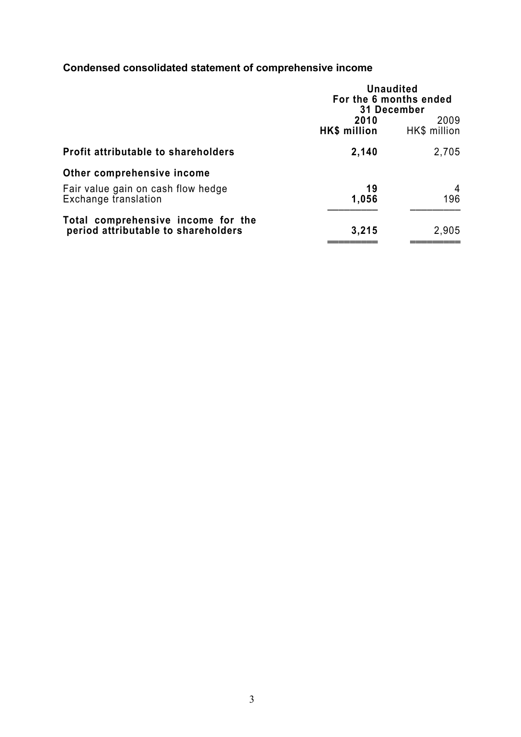## Condensed consolidated statement of comprehensive income

| | Unaudited For the 6 months ended 31 December | |
|---|---|---|
| | **2010** | 2009 |
| | **HK$ million** | HK$ million |
| **Profit attributable to shareholders** | **2,140** | 2,705 |
| **Other comprehensive income** | | |
| Fair value gain on cash flow hedge | **19** | 4 |
| Exchange translation | **1,056** | 196 |
| **Total comprehensive income for the period attributable to shareholders** | **3,215** | 2,905 |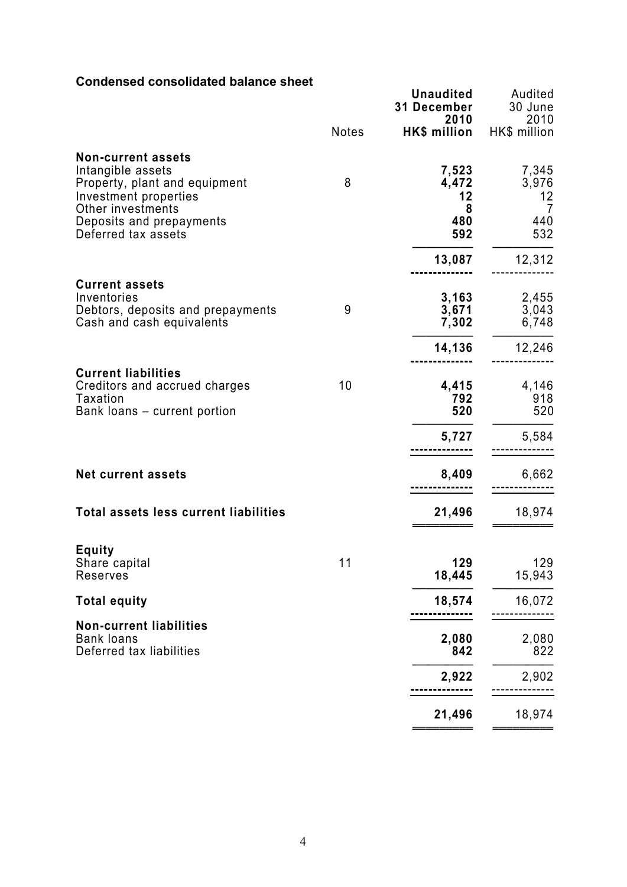**Condensed consolidated balance sheet**

| | Notes | **Unaudited 31 December 2010 HK$ million** | Audited 30 June 2010 HK$ million |
|---|---|---|---|
| **Non-current assets** | | | |
| Intangible assets | | **7,523** | 7,345 |
| Property, plant and equipment | 8 | **4,472** | 3,976 |
| Investment properties | | **12** | 12 |
| Other investments | | **8** | 7 |
| Deposits and prepayments | | **480** | 440 |
| Deferred tax assets | | **592** | 532 |
| | | **13,087** | 12,312 |
| **Current assets** | | | |
| Inventories | | **3,163** | 2,455 |
| Debtors, deposits and prepayments | 9 | **3,671** | 3,043 |
| Cash and cash equivalents | | **7,302** | 6,748 |
| | | **14,136** | 12,246 |
| **Current liabilities** | | | |
| Creditors and accrued charges | 10 | **4,415** | 4,146 |
| Taxation | | **792** | 918 |
| Bank loans – current portion | | **520** | 520 |
| | | **5,727** | 5,584 |
| **Net current assets** | | **8,409** | 6,662 |
| **Total assets less current liabilities** | | **21,496** | 18,974 |
| **Equity** | | | |
| Share capital | 11 | **129** | 129 |
| Reserves | | **18,445** | 15,943 |
| **Total equity** | | **18,574** | 16,072 |
| **Non-current liabilities** | | | |
| Bank loans | | **2,080** | 2,080 |
| Deferred tax liabilities | | **842** | 822 |
| | | **2,922** | 2,902 |
| | | **21,496** | 18,974 |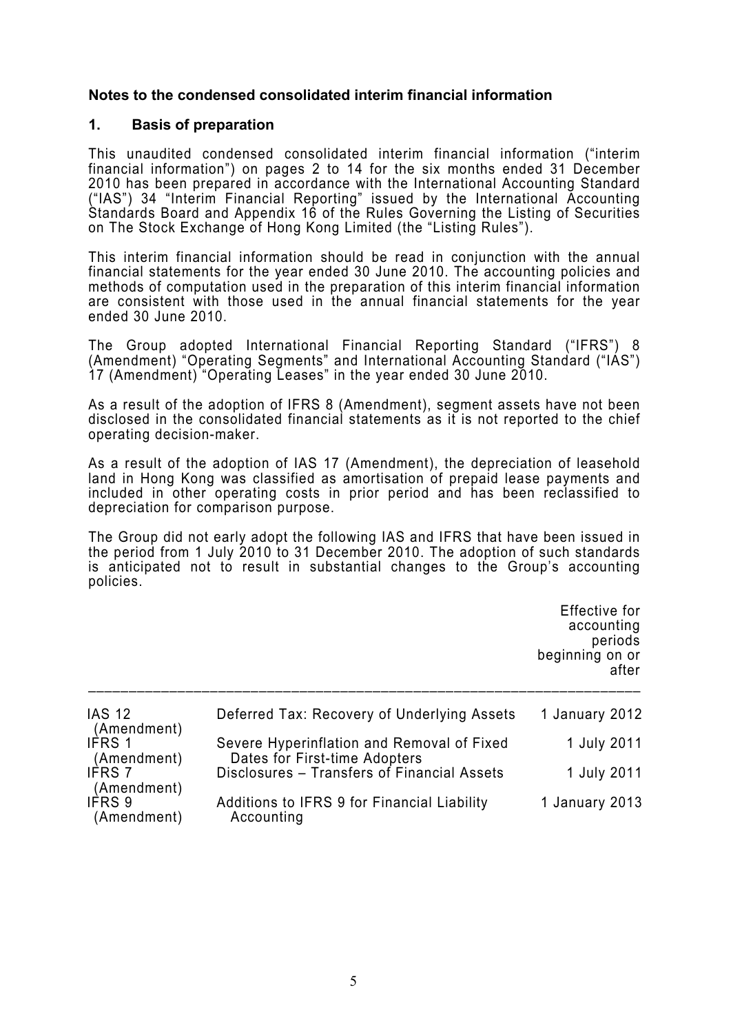**Notes to the condensed consolidated interim financial information**

**1. Basis of preparation**

This unaudited condensed consolidated interim financial information ("interim financial information") on pages 2 to 14 for the six months ended 31 December 2010 has been prepared in accordance with the International Accounting Standard ("IAS") 34 "Interim Financial Reporting" issued by the International Accounting Standards Board and Appendix 16 of the Rules Governing the Listing of Securities on The Stock Exchange of Hong Kong Limited (the "Listing Rules").

This interim financial information should be read in conjunction with the annual financial statements for the year ended 30 June 2010. The accounting policies and methods of computation used in the preparation of this interim financial information are consistent with those used in the annual financial statements for the year ended 30 June 2010.

The Group adopted International Financial Reporting Standard ("IFRS") 8 (Amendment) "Operating Segments" and International Accounting Standard ("IAS") 17 (Amendment) "Operating Leases" in the year ended 30 June 2010.

As a result of the adoption of IFRS 8 (Amendment), segment assets have not been disclosed in the consolidated financial statements as it is not reported to the chief operating decision-maker.

As a result of the adoption of IAS 17 (Amendment), the depreciation of leasehold land in Hong Kong was classified as amortisation of prepaid lease payments and included in other operating costs in prior period and has been reclassified to depreciation for comparison purpose.

The Group did not early adopt the following IAS and IFRS that have been issued in the period from 1 July 2010 to 31 December 2010. The adoption of such standards is anticipated not to result in substantial changes to the Group's accounting policies.

| | | Effective for accounting periods beginning on or after |
|---|---|---|
| IAS 12 (Amendment) | Deferred Tax: Recovery of Underlying Assets | 1 January 2012 |
| IFRS 1 (Amendment) | Severe Hyperinflation and Removal of Fixed Dates for First-time Adopters | 1 July 2011 |
| IFRS 7 (Amendment) | Disclosures – Transfers of Financial Assets | 1 July 2011 |
| IFRS 9 (Amendment) | Additions to IFRS 9 for Financial Liability Accounting | 1 January 2013 |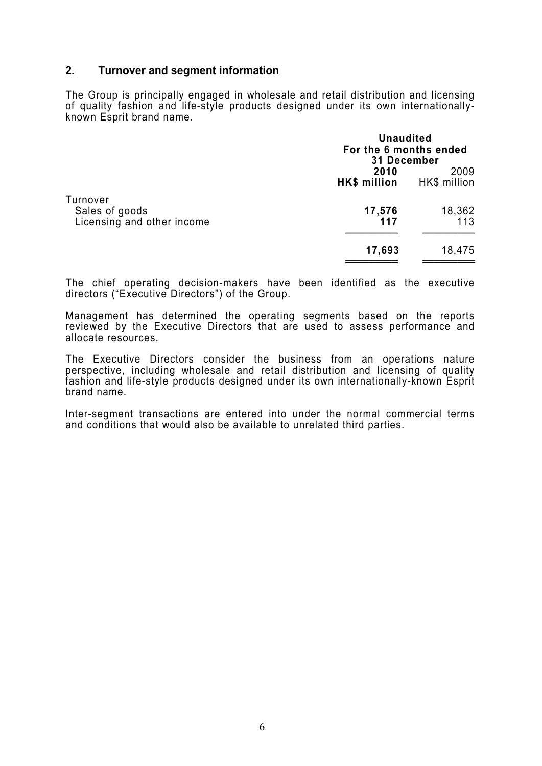## 2. Turnover and segment information

The Group is principally engaged in wholesale and retail distribution and licensing of quality fashion and life-style products designed under its own internationally-known Esprit brand name.

| | Unaudited For the 6 months ended 31 December | |
|---|---|---|
| | **2010** | 2009 |
| | **HK$ million** | HK$ million |
| Turnover | | |
| Sales of goods | **17,576** | 18,362 |
| Licensing and other income | **117** | 113 |
| | **17,693** | 18,475 |

The chief operating decision-makers have been identified as the executive directors ("Executive Directors") of the Group.

Management has determined the operating segments based on the reports reviewed by the Executive Directors that are used to assess performance and allocate resources.

The Executive Directors consider the business from an operations nature perspective, including wholesale and retail distribution and licensing of quality fashion and life-style products designed under its own internationally-known Esprit brand name.

Inter-segment transactions are entered into under the normal commercial terms and conditions that would also be available to unrelated third parties.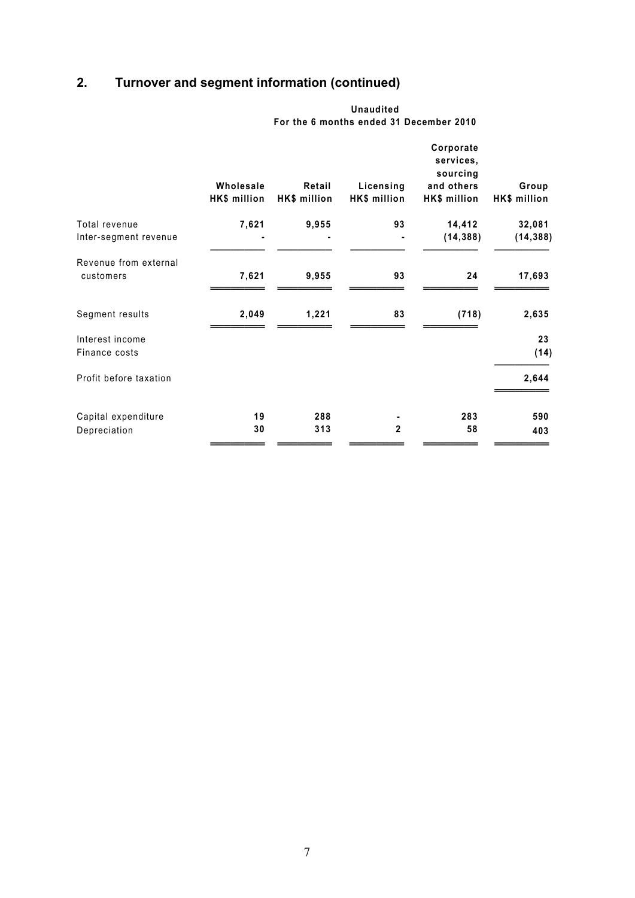## 2. Turnover and segment information (continued)

| | Unaudited For the 6 months ended 31 December 2010 | | | | |
|---|---|---|---|---|---|
| | Wholesale HK$ million | Retail HK$ million | Licensing HK$ million | Corporate services, sourcing and others HK$ million | Group HK$ million |
| Total revenue | 7,621 | 9,955 | 93 | 14,412 | 32,081 |
| Inter-segment revenue | - | - | - | (14,388) | (14,388) |
| Revenue from external customers | 7,621 | 9,955 | 93 | 24 | 17,693 |
| Segment results | 2,049 | 1,221 | 83 | (718) | 2,635 |
| Interest income | | | | | 23 |
| Finance costs | | | | | (14) |
| Profit before taxation | | | | | 2,644 |
| Capital expenditure | 19 | 288 | - | 283 | 590 |
| Depreciation | 30 | 313 | 2 | 58 | 403 |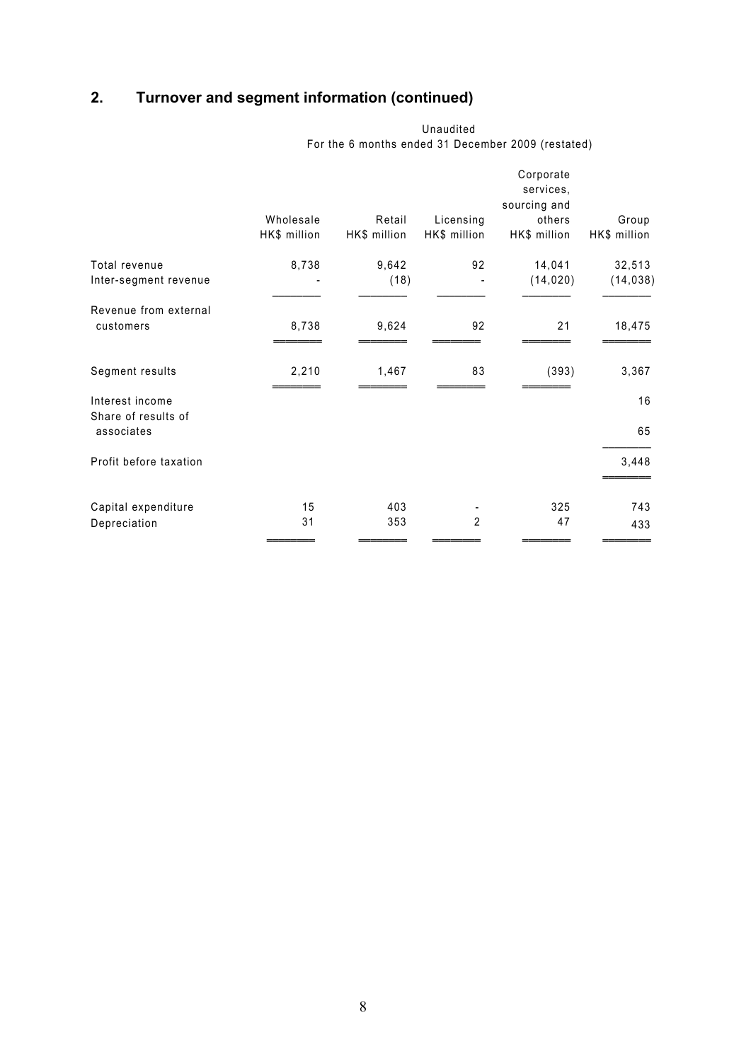## 2. Turnover and segment information (continued)

| | Unaudited | | | | |
|---|---|---|---|---|---|
| | For the 6 months ended 31 December 2009 (restated) | | | | |
| | Wholesale HK$ million | Retail HK$ million | Licensing HK$ million | Corporate services, sourcing and others HK$ million | Group HK$ million |
| Total revenue | 8,738 | 9,642 | 92 | 14,041 | 32,513 |
| Inter-segment revenue | - | (18) | - | (14,020) | (14,038) |
| Revenue from external customers | 8,738 | 9,624 | 92 | 21 | 18,475 |
| Segment results | 2,210 | 1,467 | 83 | (393) | 3,367 |
| Interest income | | | | | 16 |
| Share of results of associates | | | | | 65 |
| Profit before taxation | | | | | 3,448 |
| Capital expenditure | 15 | 403 | - | 325 | 743 |
| Depreciation | 31 | 353 | 2 | 47 | 433 |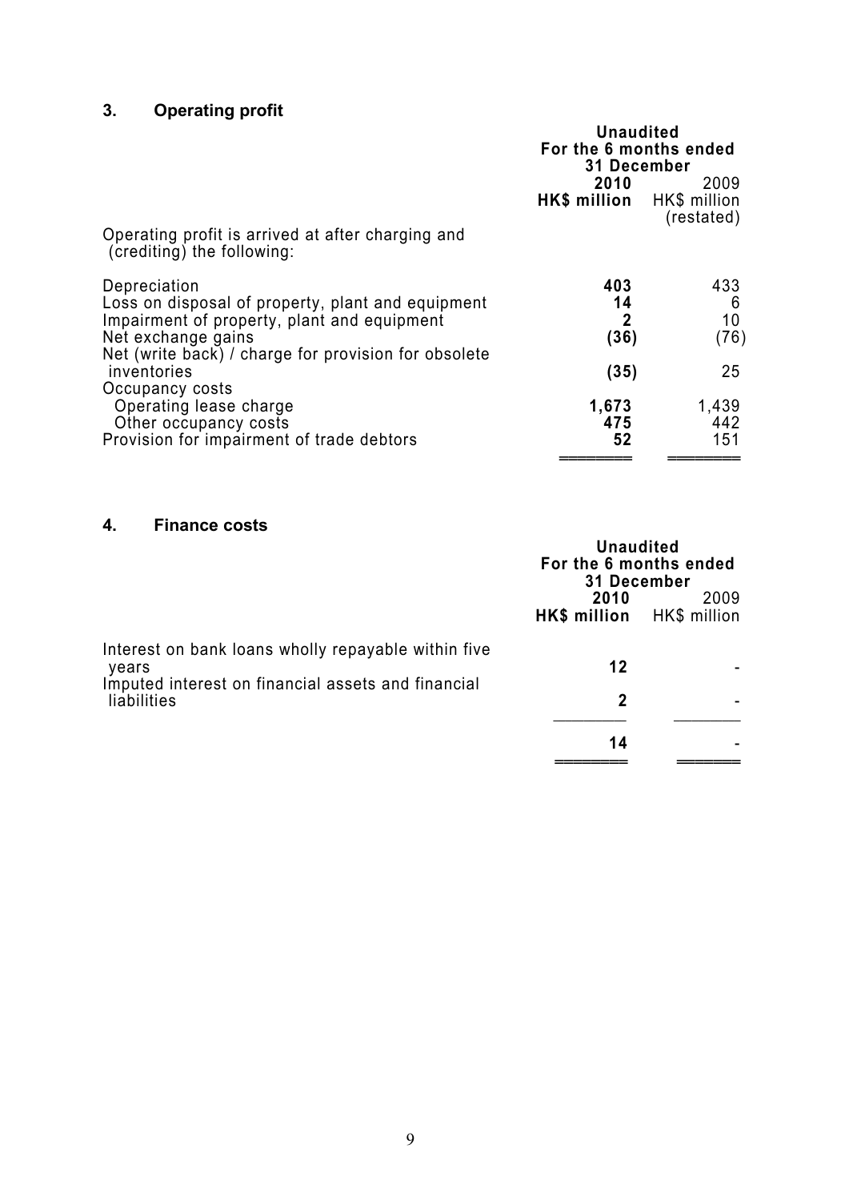## 3. Operating profit

| | Unaudited For the 6 months ended 31 December | |
|---|---|---|
| | **2010** | 2009 |
| | **HK$ million** | HK$ million (restated) |
| Operating profit is arrived at after charging and (crediting) the following: | | |
| Depreciation | **403** | 433 |
| Loss on disposal of property, plant and equipment | **14** | 6 |
| Impairment of property, plant and equipment | **2** | 10 |
| Net exchange gains | **(36)** | (76) |
| Net (write back) / charge for provision for obsolete inventories | **(35)** | 25 |
| Occupancy costs | | |
| Operating lease charge | **1,673** | 1,439 |
| Other occupancy costs | **475** | 442 |
| Provision for impairment of trade debtors | **52** | 151 |

## 4. Finance costs

| | Unaudited For the 6 months ended 31 December | |
|---|---|---|
| | **2010** | 2009 |
| | **HK$ million** | HK$ million |
| Interest on bank loans wholly repayable within five years | **12** | - |
| Imputed interest on financial assets and financial liabilities | **2** | - |
| | **14** | - |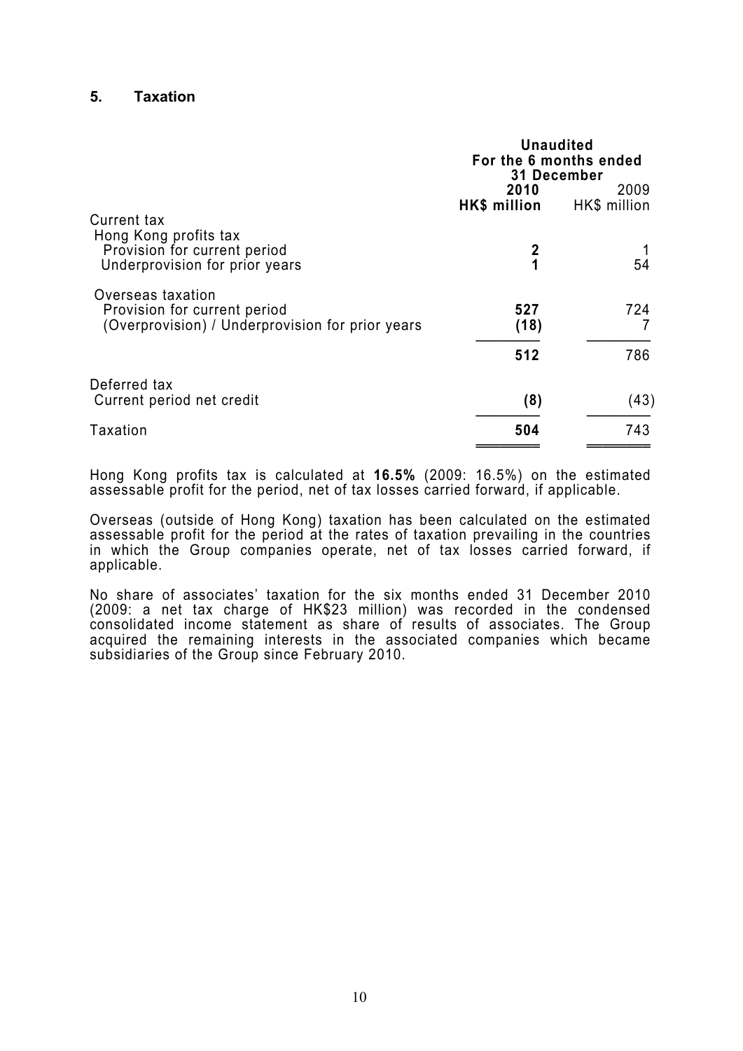## 5. Taxation

| | Unaudited For the 6 months ended 31 December | |
|---|---|---|
| | **2010** | 2009 |
| | **HK$ million** | HK$ million |
| Current tax | | |
| Hong Kong profits tax | | |
| Provision for current period | **2** | 1 |
| Underprovision for prior years | **1** | 54 |
| Overseas taxation | | |
| Provision for current period | **527** | 724 |
| (Overprovision) / Underprovision for prior years | **(18)** | 7 |
| | **512** | 786 |
| Deferred tax | | |
| Current period net credit | **(8)** | (43) |
| Taxation | **504** | 743 |

Hong Kong profits tax is calculated at **16.5%** (2009: 16.5%) on the estimated assessable profit for the period, net of tax losses carried forward, if applicable.

Overseas (outside of Hong Kong) taxation has been calculated on the estimated assessable profit for the period at the rates of taxation prevailing in the countries in which the Group companies operate, net of tax losses carried forward, if applicable.

No share of associates' taxation for the six months ended 31 December 2010 (2009: a net tax charge of HK$23 million) was recorded in the condensed consolidated income statement as share of results of associates. The Group acquired the remaining interests in the associated companies which became subsidiaries of the Group since February 2010.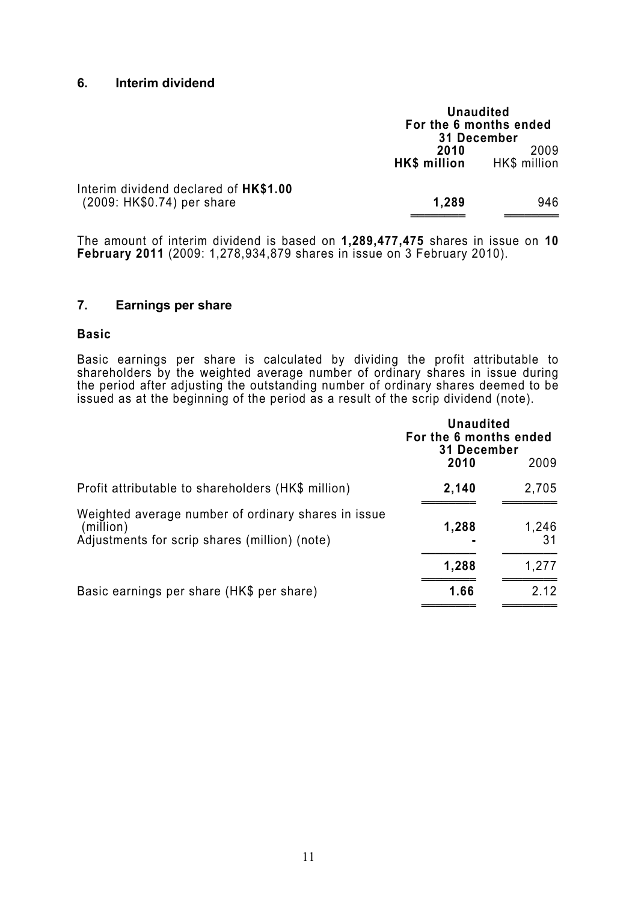## 6. Interim dividend

| | Unaudited For the 6 months ended 31 December | |
|---|---|---|
| | **2010** | 2009 |
| | **HK$ million** | HK$ million |
| Interim dividend declared of **HK$1.00** (2009: HK$0.74) per share | **1,289** | 946 |

The amount of interim dividend is based on **1,289,477,475** shares in issue on **10 February 2011** (2009: 1,278,934,879 shares in issue on 3 February 2010).

## 7. Earnings per share

### Basic

Basic earnings per share is calculated by dividing the profit attributable to shareholders by the weighted average number of ordinary shares in issue during the period after adjusting the outstanding number of ordinary shares deemed to be issued as at the beginning of the period as a result of the scrip dividend (note).

| | Unaudited For the 6 months ended 31 December | |
|---|---|---|
| | **2010** | 2009 |
| Profit attributable to shareholders (HK$ million) | **2,140** | 2,705 |
| Weighted average number of ordinary shares in issue (million) | **1,288** | 1,246 |
| Adjustments for scrip shares (million) (note) | **-** | 31 |
| | **1,288** | 1,277 |
| Basic earnings per share (HK$ per share) | **1.66** | 2.12 |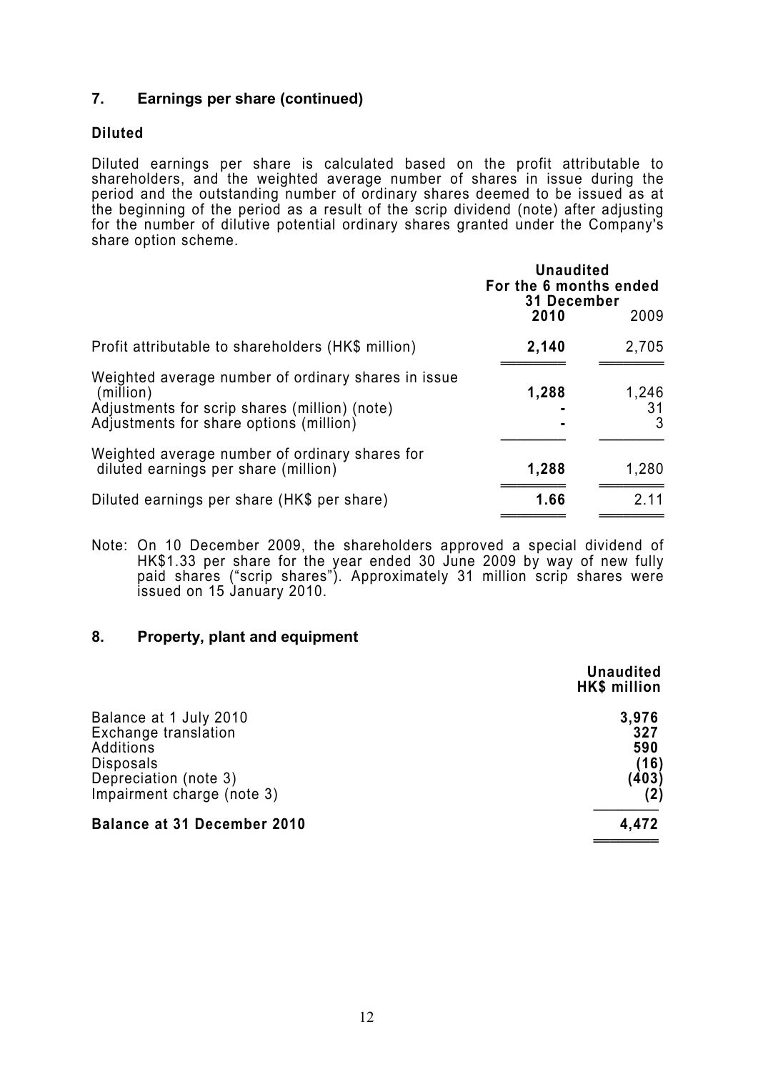## 7. Earnings per share (continued)

### Diluted

Diluted earnings per share is calculated based on the profit attributable to shareholders, and the weighted average number of shares in issue during the period and the outstanding number of ordinary shares deemed to be issued as at the beginning of the period as a result of the scrip dividend (note) after adjusting for the number of dilutive potential ordinary shares granted under the Company's share option scheme.

| | Unaudited For the 6 months ended 31 December | |
|---|---|---|
| | **2010** | 2009 |
| Profit attributable to shareholders (HK$ million) | **2,140** | 2,705 |
| Weighted average number of ordinary shares in issue (million) | **1,288** | 1,246 |
| Adjustments for scrip shares (million) (note) | **-** | 31 |
| Adjustments for share options (million) | **-** | 3 |
| Weighted average number of ordinary shares for diluted earnings per share (million) | **1,288** | 1,280 |
| Diluted earnings per share (HK$ per share) | **1.66** | 2.11 |

Note: On 10 December 2009, the shareholders approved a special dividend of HK$1.33 per share for the year ended 30 June 2009 by way of new fully paid shares ("scrip shares"). Approximately 31 million scrip shares were issued on 15 January 2010.

## 8. Property, plant and equipment

| | Unaudited HK$ million |
|---|---|
| Balance at 1 July 2010 | **3,976** |
| Exchange translation | **327** |
| Additions | **590** |
| Disposals | **(16)** |
| Depreciation (note 3) | **(403)** |
| Impairment charge (note 3) | **(2)** |
| **Balance at 31 December 2010** | **4,472** |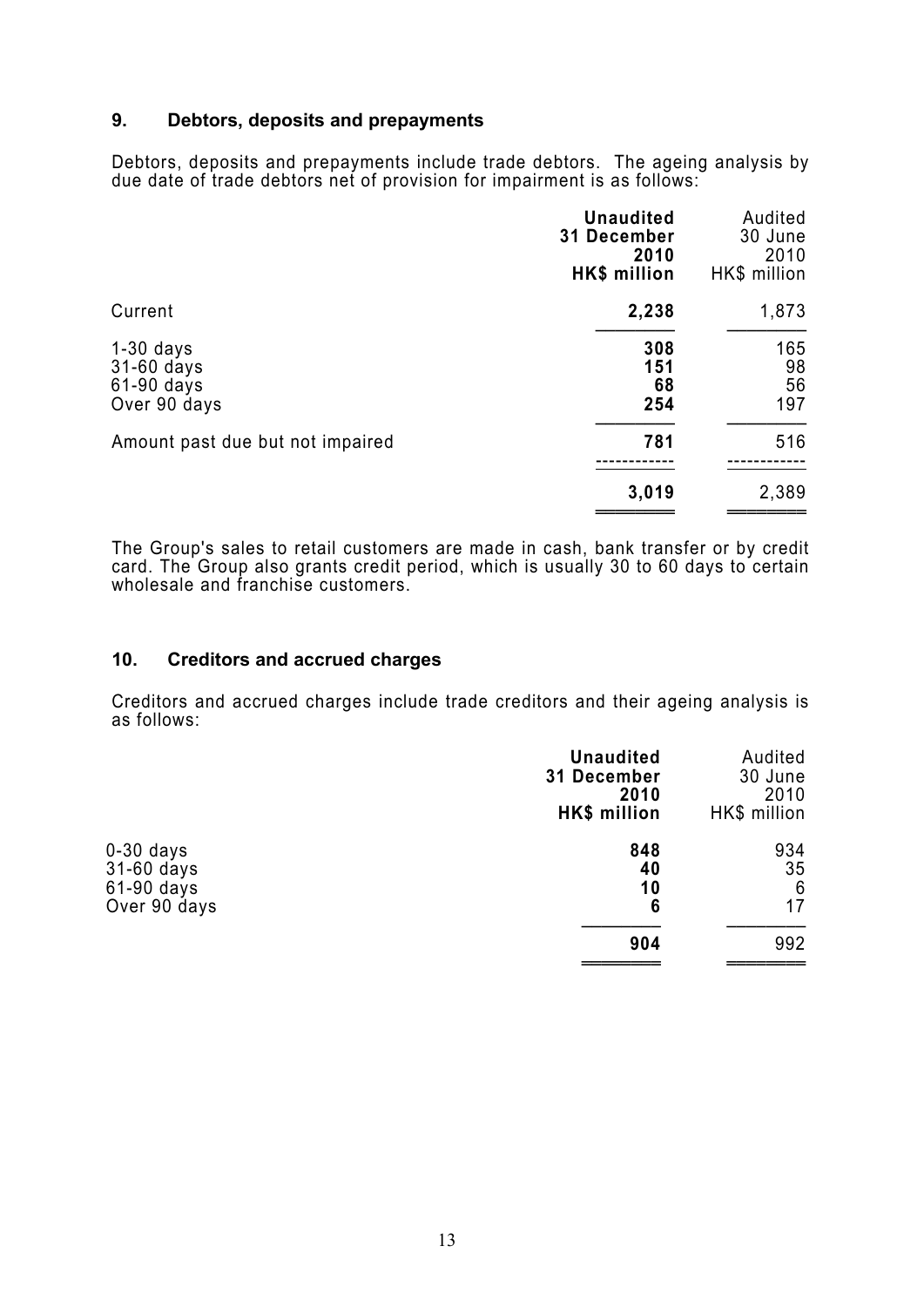## 9. Debtors, deposits and prepayments

Debtors, deposits and prepayments include trade debtors. The ageing analysis by due date of trade debtors net of provision for impairment is as follows:

| | **Unaudited 31 December 2010 HK$ million** | Audited 30 June 2010 HK$ million |
|---|---|---|
| Current | **2,238** | 1,873 |
| 1-30 days | **308** | 165 |
| 31-60 days | **151** | 98 |
| 61-90 days | **68** | 56 |
| Over 90 days | **254** | 197 |
| Amount past due but not impaired | **781** | 516 |
| | **3,019** | 2,389 |

The Group's sales to retail customers are made in cash, bank transfer or by credit card. The Group also grants credit period, which is usually 30 to 60 days to certain wholesale and franchise customers.

## 10. Creditors and accrued charges

Creditors and accrued charges include trade creditors and their ageing analysis is as follows:

| | **Unaudited 31 December 2010 HK$ million** | Audited 30 June 2010 HK$ million |
|---|---|---|
| 0-30 days | **848** | 934 |
| 31-60 days | **40** | 35 |
| 61-90 days | **10** | 6 |
| Over 90 days | **6** | 17 |
| | **904** | 992 |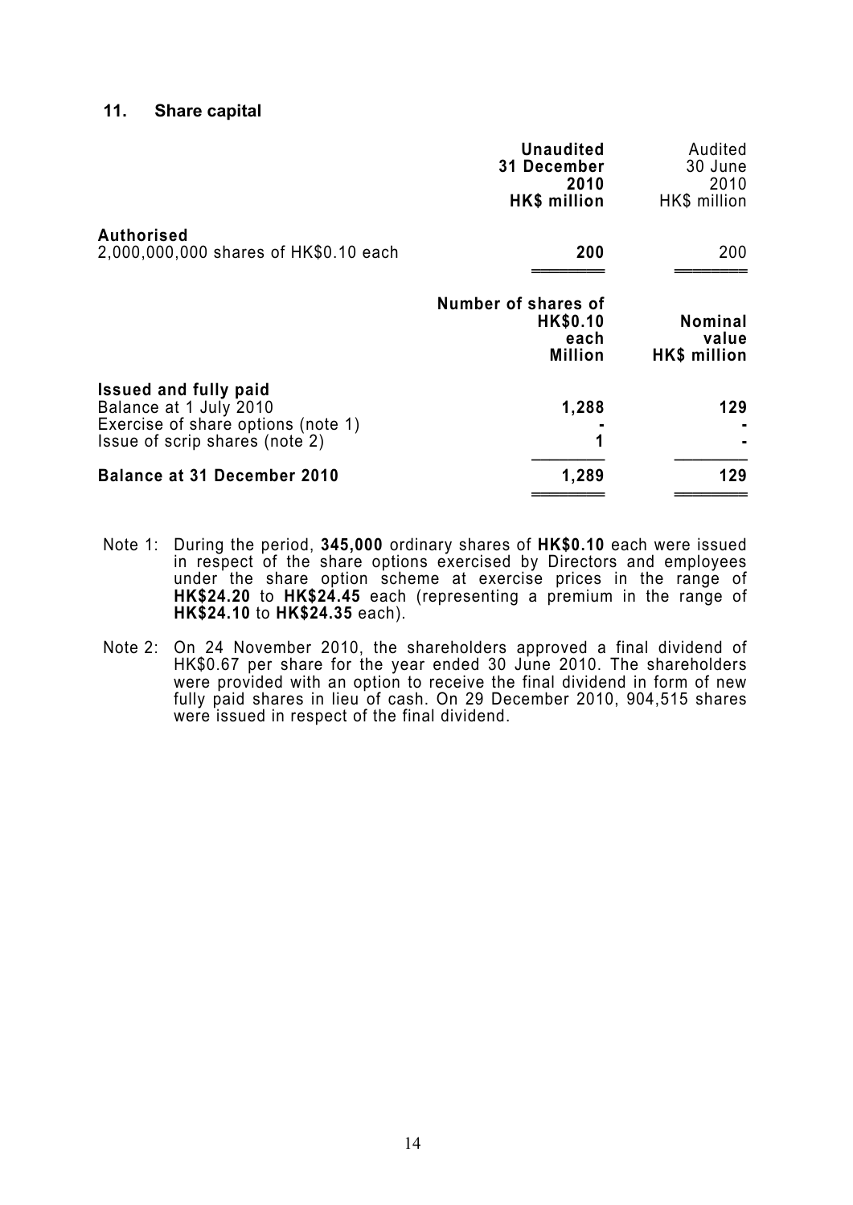### 11. Share capital

| | **Unaudited 31 December 2010 HK$ million** | Audited 30 June 2010 HK$ million |
|---|---|---|
| **Authorised** | | |
| 2,000,000,000 shares of HK$0.10 each | **200** | 200 |

| | **Number of shares of HK$0.10 each Million** | **Nominal value HK$ million** |
|---|---|---|
| **Issued and fully paid** | | |
| Balance at 1 July 2010 | **1,288** | **129** |
| Exercise of share options (note 1) | **-** | **-** |
| Issue of scrip shares (note 2) | **1** | **-** |
| **Balance at 31 December 2010** | **1,289** | **129** |

Note 1: During the period, **345,000** ordinary shares of **HK$0.10** each were issued in respect of the share options exercised by Directors and employees under the share option scheme at exercise prices in the range of **HK$24.20** to **HK$24.45** each (representing a premium in the range of **HK$24.10** to **HK$24.35** each).

Note 2: On 24 November 2010, the shareholders approved a final dividend of HK$0.67 per share for the year ended 30 June 2010. The shareholders were provided with an option to receive the final dividend in form of new fully paid shares in lieu of cash. On 29 December 2010, 904,515 shares were issued in respect of the final dividend.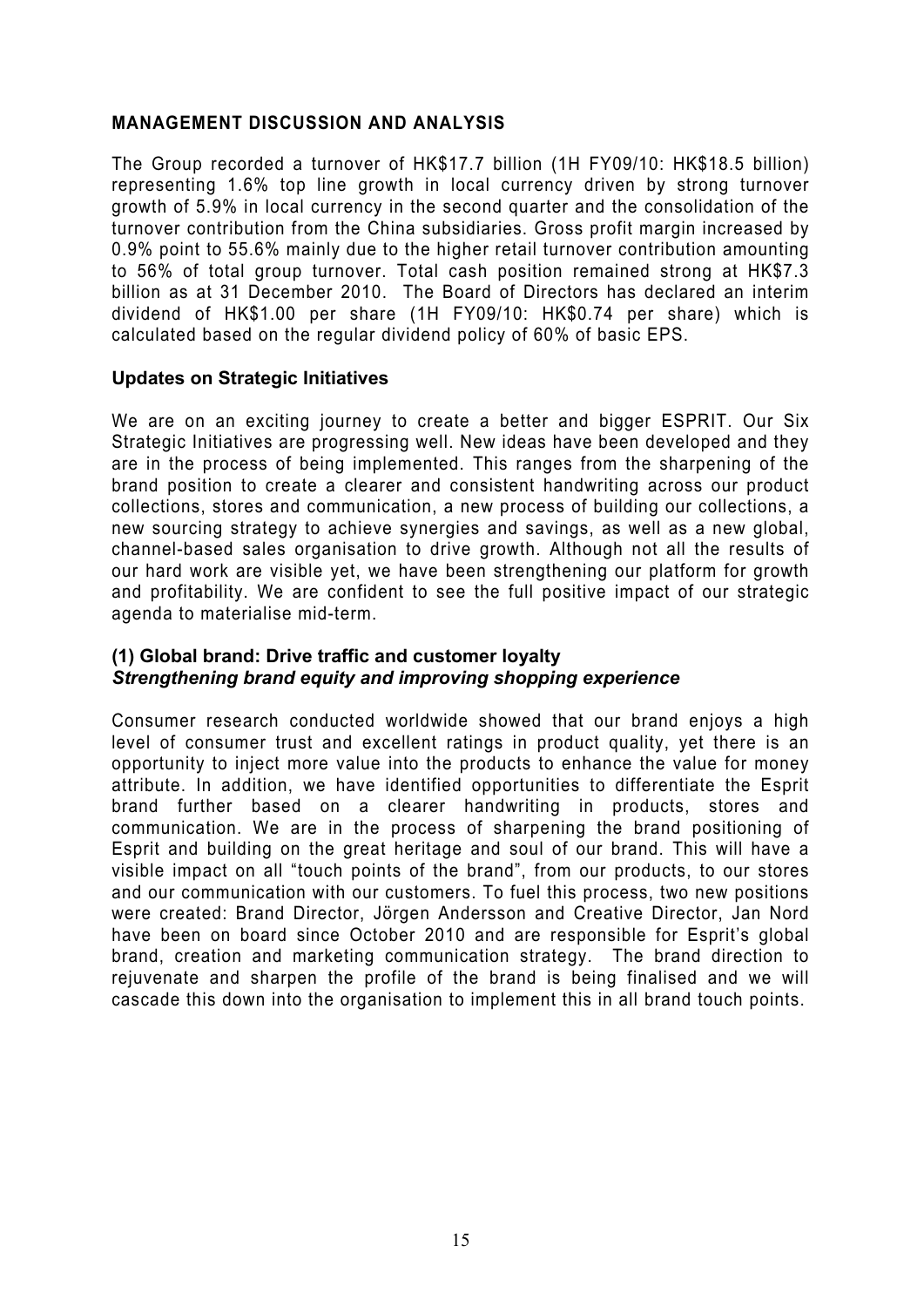## MANAGEMENT DISCUSSION AND ANALYSIS

The Group recorded a turnover of HK$17.7 billion (1H FY09/10: HK$18.5 billion) representing 1.6% top line growth in local currency driven by strong turnover growth of 5.9% in local currency in the second quarter and the consolidation of the turnover contribution from the China subsidiaries. Gross profit margin increased by 0.9% point to 55.6% mainly due to the higher retail turnover contribution amounting to 56% of total group turnover. Total cash position remained strong at HK$7.3 billion as at 31 December 2010. The Board of Directors has declared an interim dividend of HK$1.00 per share (1H FY09/10: HK$0.74 per share) which is calculated based on the regular dividend policy of 60% of basic EPS.

### Updates on Strategic Initiatives

We are on an exciting journey to create a better and bigger ESPRIT. Our Six Strategic Initiatives are progressing well. New ideas have been developed and they are in the process of being implemented. This ranges from the sharpening of the brand position to create a clearer and consistent handwriting across our product collections, stores and communication, a new process of building our collections, a new sourcing strategy to achieve synergies and savings, as well as a new global, channel-based sales organisation to drive growth. Although not all the results of our hard work are visible yet, we have been strengthening our platform for growth and profitability. We are confident to see the full positive impact of our strategic agenda to materialise mid-term.

#### (1) Global brand: Drive traffic and customer loyalty
***Strengthening brand equity and improving shopping experience***

Consumer research conducted worldwide showed that our brand enjoys a high level of consumer trust and excellent ratings in product quality, yet there is an opportunity to inject more value into the products to enhance the value for money attribute. In addition, we have identified opportunities to differentiate the Esprit brand further based on a clearer handwriting in products, stores and communication. We are in the process of sharpening the brand positioning of Esprit and building on the great heritage and soul of our brand. This will have a visible impact on all "touch points of the brand", from our products, to our stores and our communication with our customers. To fuel this process, two new positions were created: Brand Director, Jörgen Andersson and Creative Director, Jan Nord have been on board since October 2010 and are responsible for Esprit's global brand, creation and marketing communication strategy. The brand direction to rejuvenate and sharpen the profile of the brand is being finalised and we will cascade this down into the organisation to implement this in all brand touch points.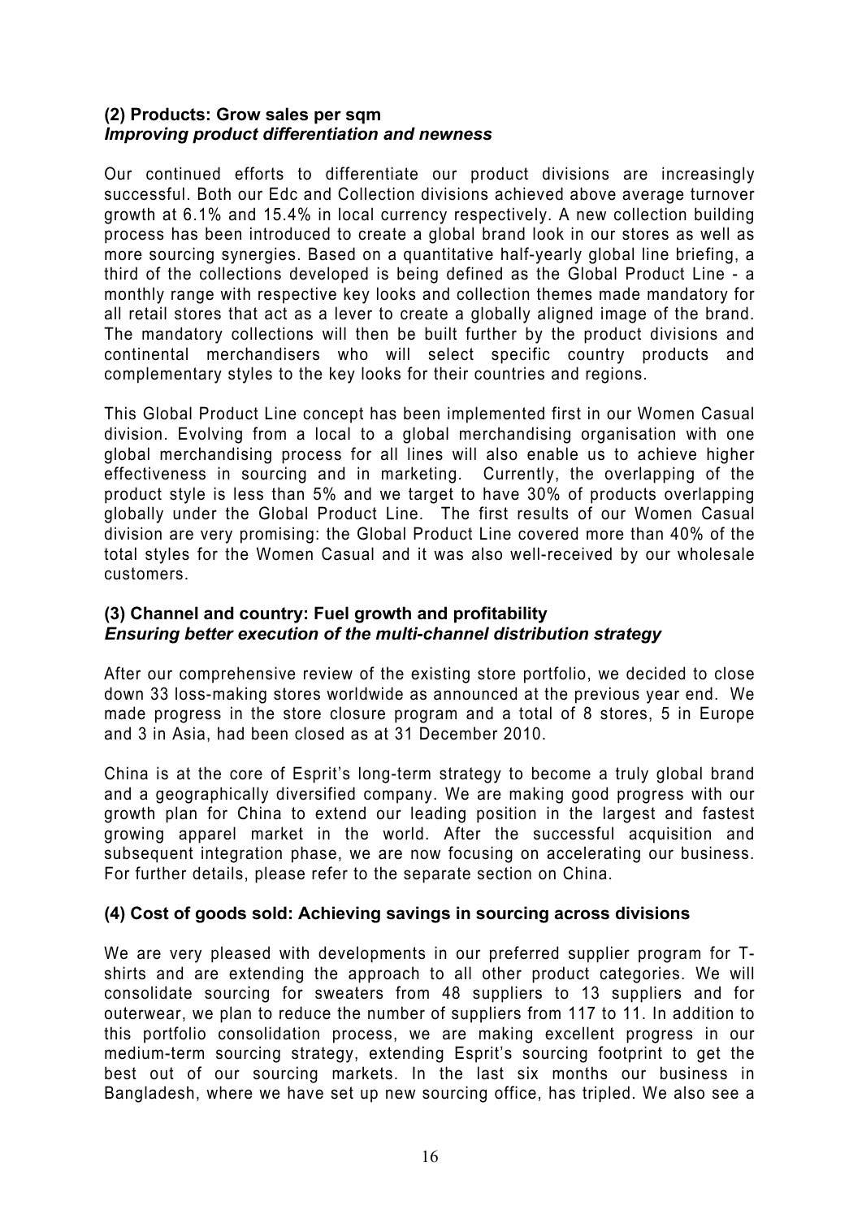**(2) Products: Grow sales per sqm**
***Improving product differentiation and newness***

Our continued efforts to differentiate our product divisions are increasingly successful. Both our Edc and Collection divisions achieved above average turnover growth at 6.1% and 15.4% in local currency respectively. A new collection building process has been introduced to create a global brand look in our stores as well as more sourcing synergies. Based on a quantitative half-yearly global line briefing, a third of the collections developed is being defined as the Global Product Line - a monthly range with respective key looks and collection themes made mandatory for all retail stores that act as a lever to create a globally aligned image of the brand. The mandatory collections will then be built further by the product divisions and continental merchandisers who will select specific country products and complementary styles to the key looks for their countries and regions.

This Global Product Line concept has been implemented first in our Women Casual division. Evolving from a local to a global merchandising organisation with one global merchandising process for all lines will also enable us to achieve higher effectiveness in sourcing and in marketing. Currently, the overlapping of the product style is less than 5% and we target to have 30% of products overlapping globally under the Global Product Line. The first results of our Women Casual division are very promising: the Global Product Line covered more than 40% of the total styles for the Women Casual and it was also well-received by our wholesale customers.

**(3) Channel and country: Fuel growth and profitability**
***Ensuring better execution of the multi-channel distribution strategy***

After our comprehensive review of the existing store portfolio, we decided to close down 33 loss-making stores worldwide as announced at the previous year end. We made progress in the store closure program and a total of 8 stores, 5 in Europe and 3 in Asia, had been closed as at 31 December 2010.

China is at the core of Esprit's long-term strategy to become a truly global brand and a geographically diversified company. We are making good progress with our growth plan for China to extend our leading position in the largest and fastest growing apparel market in the world. After the successful acquisition and subsequent integration phase, we are now focusing on accelerating our business. For further details, please refer to the separate section on China.

**(4) Cost of goods sold: Achieving savings in sourcing across divisions**

We are very pleased with developments in our preferred supplier program for T-shirts and are extending the approach to all other product categories. We will consolidate sourcing for sweaters from 48 suppliers to 13 suppliers and for outerwear, we plan to reduce the number of suppliers from 117 to 11. In addition to this portfolio consolidation process, we are making excellent progress in our medium-term sourcing strategy, extending Esprit's sourcing footprint to get the best out of our sourcing markets. In the last six months our business in Bangladesh, where we have set up new sourcing office, has tripled. We also see a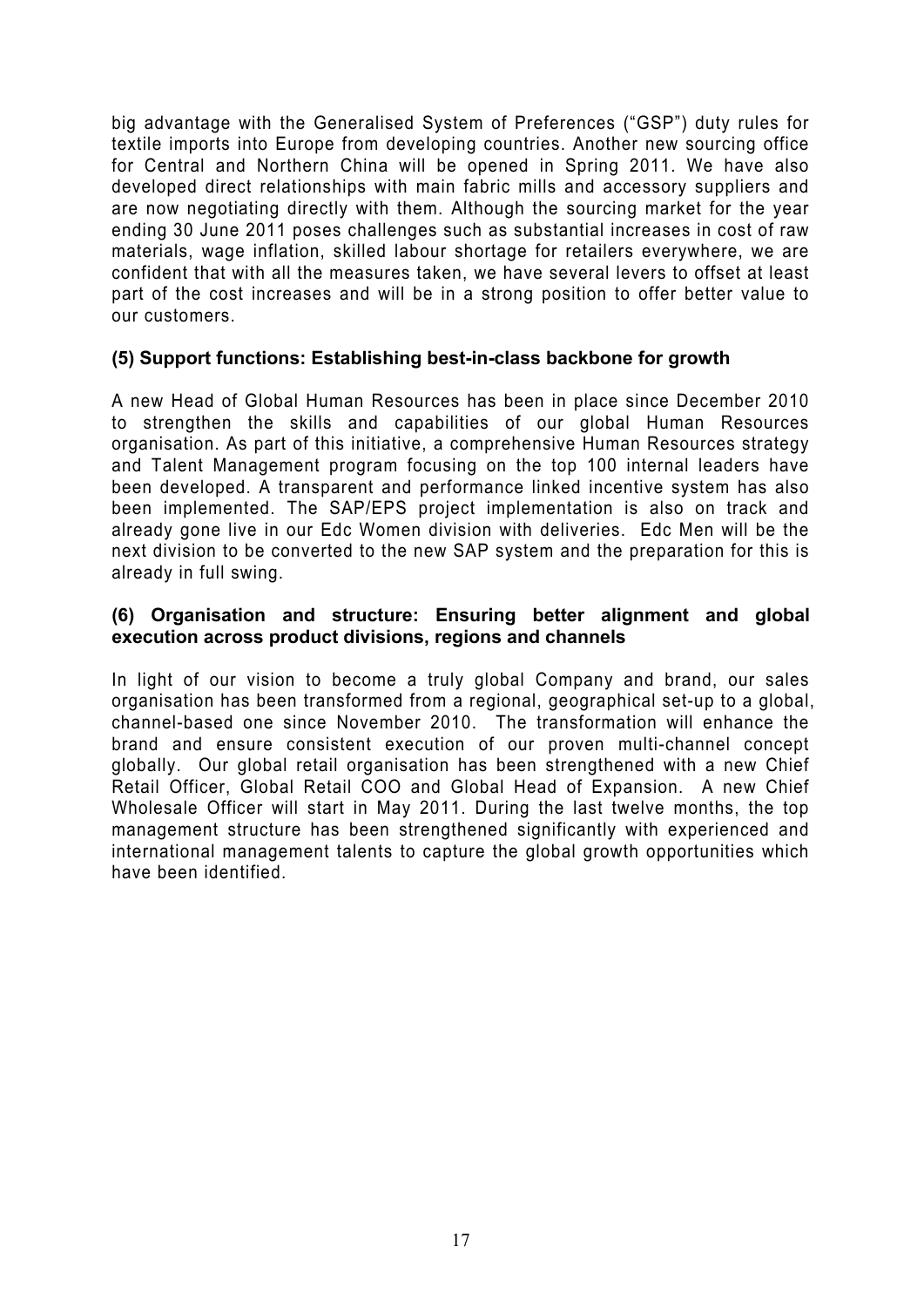big advantage with the Generalised System of Preferences ("GSP") duty rules for textile imports into Europe from developing countries. Another new sourcing office for Central and Northern China will be opened in Spring 2011. We have also developed direct relationships with main fabric mills and accessory suppliers and are now negotiating directly with them. Although the sourcing market for the year ending 30 June 2011 poses challenges such as substantial increases in cost of raw materials, wage inflation, skilled labour shortage for retailers everywhere, we are confident that with all the measures taken, we have several levers to offset at least part of the cost increases and will be in a strong position to offer better value to our customers.

**(5) Support functions: Establishing best-in-class backbone for growth**

A new Head of Global Human Resources has been in place since December 2010 to strengthen the skills and capabilities of our global Human Resources organisation. As part of this initiative, a comprehensive Human Resources strategy and Talent Management program focusing on the top 100 internal leaders have been developed. A transparent and performance linked incentive system has also been implemented. The SAP/EPS project implementation is also on track and already gone live in our Edc Women division with deliveries. Edc Men will be the next division to be converted to the new SAP system and the preparation for this is already in full swing.

**(6) Organisation and structure: Ensuring better alignment and global execution across product divisions, regions and channels**

In light of our vision to become a truly global Company and brand, our sales organisation has been transformed from a regional, geographical set-up to a global, channel-based one since November 2010. The transformation will enhance the brand and ensure consistent execution of our proven multi-channel concept globally. Our global retail organisation has been strengthened with a new Chief Retail Officer, Global Retail COO and Global Head of Expansion. A new Chief Wholesale Officer will start in May 2011. During the last twelve months, the top management structure has been strengthened significantly with experienced and international management talents to capture the global growth opportunities which have been identified.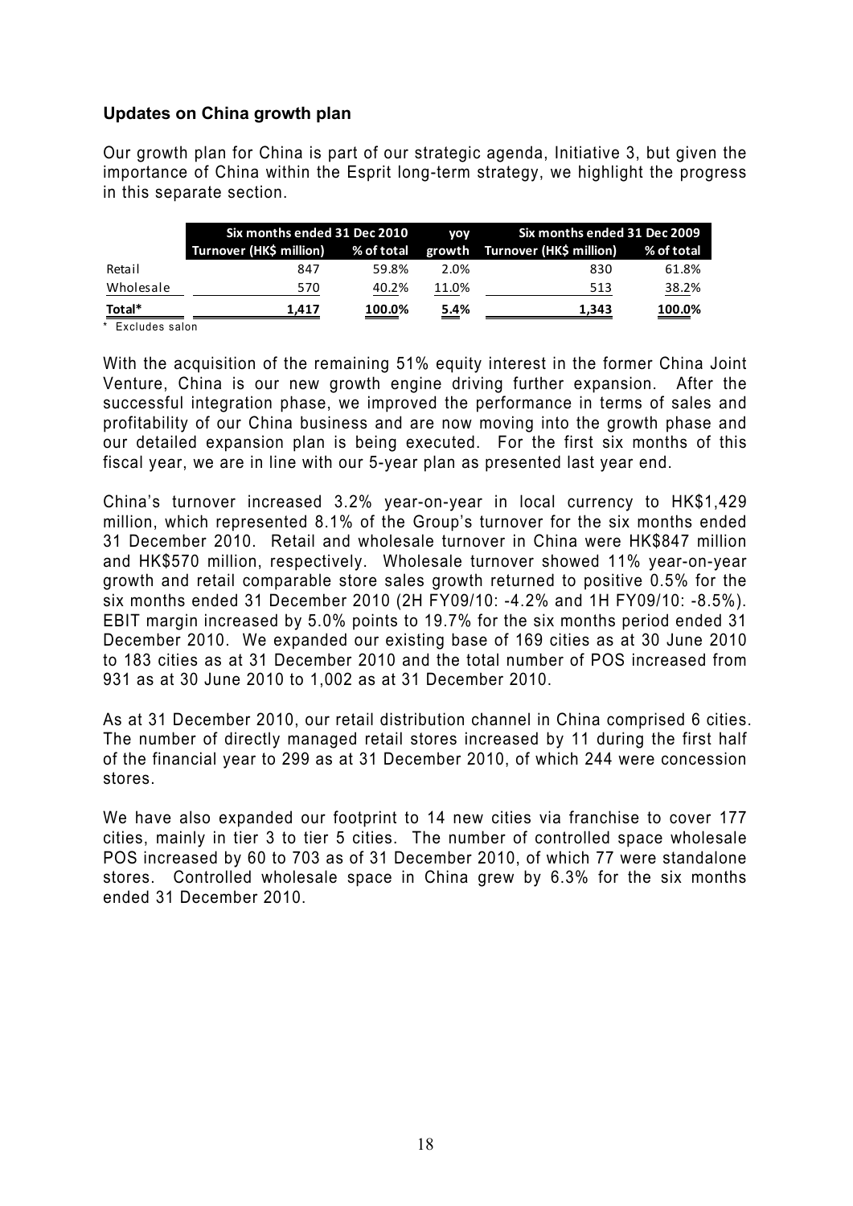### Updates on China growth plan

Our growth plan for China is part of our strategic agenda, Initiative 3, but given the importance of China within the Esprit long-term strategy, we highlight the progress in this separate section.

| | Six months ended 31 Dec 2010 | | yoy | Six months ended 31 Dec 2009 | |
|---|---|---|---|---|---|
| | Turnover (HK$ million) | % of total | growth | Turnover (HK$ million) | % of total |
| Retail | 847 | 59.8% | 2.0% | 830 | 61.8% |
| Wholesale | 570 | 40.2% | 11.0% | 513 | 38.2% |
| **Total*** | **1,417** | **100.0%** | **5.4%** | **1,343** | **100.0%** |

* Excludes salon

With the acquisition of the remaining 51% equity interest in the former China Joint Venture, China is our new growth engine driving further expansion. After the successful integration phase, we improved the performance in terms of sales and profitability of our China business and are now moving into the growth phase and our detailed expansion plan is being executed. For the first six months of this fiscal year, we are in line with our 5-year plan as presented last year end.

China's turnover increased 3.2% year-on-year in local currency to HK$1,429 million, which represented 8.1% of the Group's turnover for the six months ended 31 December 2010. Retail and wholesale turnover in China were HK$847 million and HK$570 million, respectively. Wholesale turnover showed 11% year-on-year growth and retail comparable store sales growth returned to positive 0.5% for the six months ended 31 December 2010 (2H FY09/10: -4.2% and 1H FY09/10: -8.5%). EBIT margin increased by 5.0% points to 19.7% for the six months period ended 31 December 2010. We expanded our existing base of 169 cities as at 30 June 2010 to 183 cities as at 31 December 2010 and the total number of POS increased from 931 as at 30 June 2010 to 1,002 as at 31 December 2010.

As at 31 December 2010, our retail distribution channel in China comprised 6 cities. The number of directly managed retail stores increased by 11 during the first half of the financial year to 299 as at 31 December 2010, of which 244 were concession stores.

We have also expanded our footprint to 14 new cities via franchise to cover 177 cities, mainly in tier 3 to tier 5 cities. The number of controlled space wholesale POS increased by 60 to 703 as of 31 December 2010, of which 77 were standalone stores. Controlled wholesale space in China grew by 6.3% for the six months ended 31 December 2010.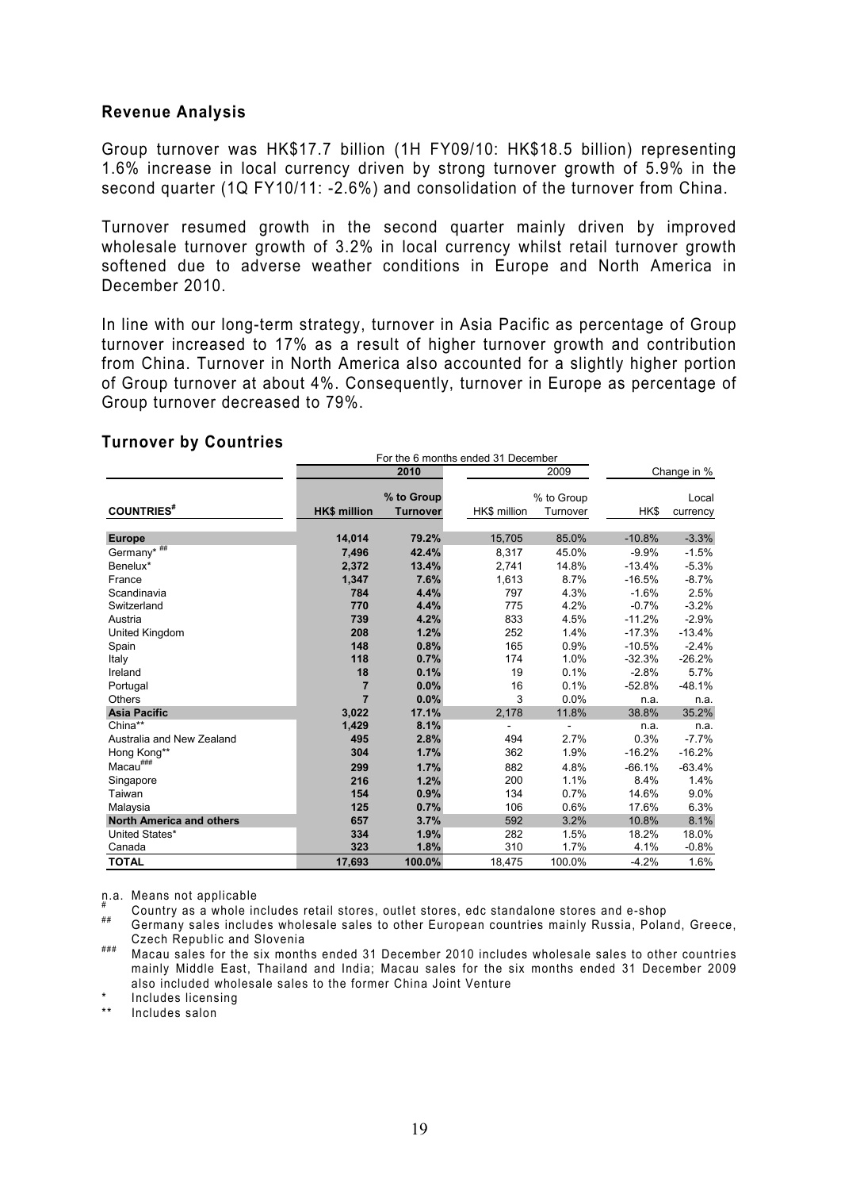## Revenue Analysis

Group turnover was HK$17.7 billion (1H FY09/10: HK$18.5 billion) representing 1.6% increase in local currency driven by strong turnover growth of 5.9% in the second quarter (1Q FY10/11: -2.6%) and consolidation of the turnover from China.

Turnover resumed growth in the second quarter mainly driven by improved wholesale turnover growth of 3.2% in local currency whilst retail turnover growth softened due to adverse weather conditions in Europe and North America in December 2010.

In line with our long-term strategy, turnover in Asia Pacific as percentage of Group turnover increased to 17% as a result of higher turnover growth and contribution from China. Turnover in North America also accounted for a slightly higher portion of Group turnover at about 4%. Consequently, turnover in Europe as percentage of Group turnover decreased to 79%.

## Turnover by Countries

| | For the 6 months ended 31 December | | | | | |
|---|---|---|---|---|---|---|
| | **2010** | | 2009 | | Change in % | |
| **COUNTRIES#** | **HK$ million** | **% to Group Turnover** | HK$ million | % to Group Turnover | HK$ | Local currency |
| **Europe** | **14,014** | **79.2%** | 15,705 | 85.0% | -10.8% | -3.3% |
| Germany* ## | **7,496** | **42.4%** | 8,317 | 45.0% | -9.9% | -1.5% |
| Benelux* | **2,372** | **13.4%** | 2,741 | 14.8% | -13.4% | -5.3% |
| France | **1,347** | **7.6%** | 1,613 | 8.7% | -16.5% | -8.7% |
| Scandinavia | **784** | **4.4%** | 797 | 4.3% | -1.6% | 2.5% |
| Switzerland | **770** | **4.4%** | 775 | 4.2% | -0.7% | -3.2% |
| Austria | **739** | **4.2%** | 833 | 4.5% | -11.2% | -2.9% |
| United Kingdom | **208** | **1.2%** | 252 | 1.4% | -17.3% | -13.4% |
| Spain | **148** | **0.8%** | 165 | 0.9% | -10.5% | -2.4% |
| Italy | **118** | **0.7%** | 174 | 1.0% | -32.3% | -26.2% |
| Ireland | **18** | **0.1%** | 19 | 0.1% | -2.8% | 5.7% |
| Portugal | **7** | **0.0%** | 16 | 0.1% | -52.8% | -48.1% |
| Others | **7** | **0.0%** | 3 | 0.0% | n.a. | n.a. |
| **Asia Pacific** | **3,022** | **17.1%** | 2,178 | 11.8% | 38.8% | 35.2% |
| China** | **1,429** | **8.1%** | - | - | n.a. | n.a. |
| Australia and New Zealand | **495** | **2.8%** | 494 | 2.7% | 0.3% | -7.7% |
| Hong Kong** | **304** | **1.7%** | 362 | 1.9% | -16.2% | -16.2% |
| Macau### | **299** | **1.7%** | 882 | 4.8% | -66.1% | -63.4% |
| Singapore | **216** | **1.2%** | 200 | 1.1% | 8.4% | 1.4% |
| Taiwan | **154** | **0.9%** | 134 | 0.7% | 14.6% | 9.0% |
| Malaysia | **125** | **0.7%** | 106 | 0.6% | 17.6% | 6.3% |
| **North America and others** | **657** | **3.7%** | 592 | 3.2% | 10.8% | 8.1% |
| United States* | **334** | **1.9%** | 282 | 1.5% | 18.2% | 18.0% |
| Canada | **323** | **1.8%** | 310 | 1.7% | 4.1% | -0.8% |
| **TOTAL** | **17,693** | **100.0%** | 18,475 | 100.0% | -4.2% | 1.6% |

n.a. Means not applicable

\# Country as a whole includes retail stores, outlet stores, edc standalone stores and e-shop

\## Germany sales includes wholesale sales to other European countries mainly Russia, Poland, Greece, Czech Republic and Slovenia

\### Macau sales for the six months ended 31 December 2010 includes wholesale sales to other countries mainly Middle East, Thailand and India; Macau sales for the six months ended 31 December 2009 also included wholesale sales to the former China Joint Venture

\* Includes licensing

\** Includes salon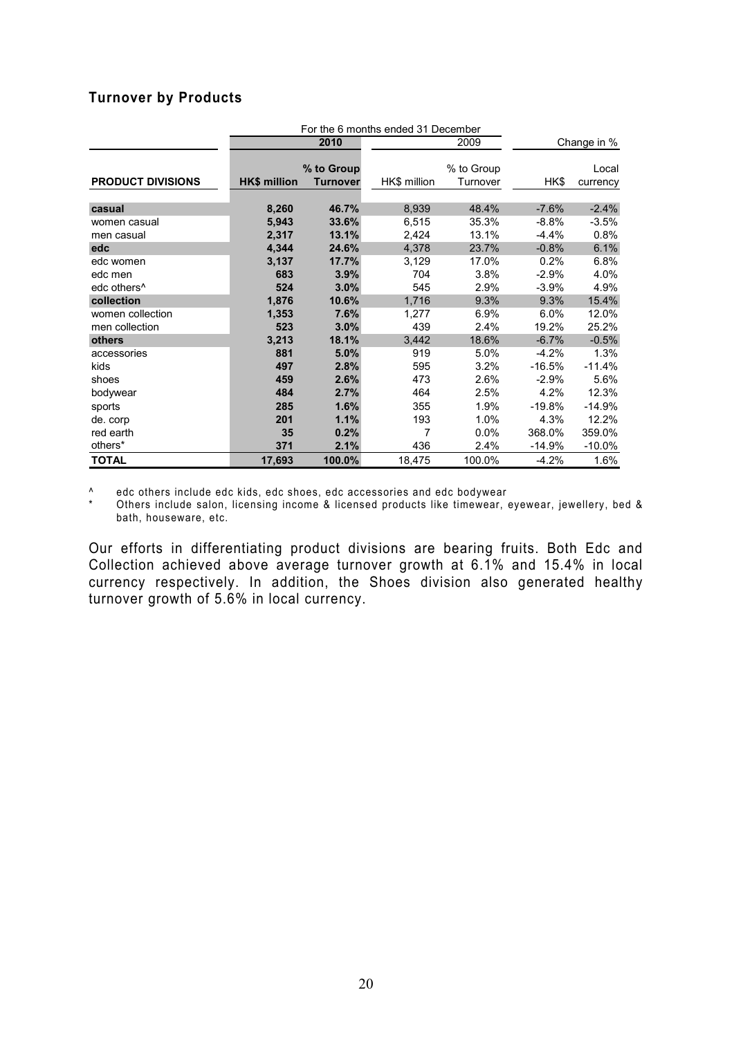### Turnover by Products

| | For the 6 months ended 31 December | | | | | |
|---|---|---|---|---|---|---|
| | 2010 | | 2009 | | Change in % | |
| **PRODUCT DIVISIONS** | **HK$ million** | **% to Group Turnover** | HK$ million | % to Group Turnover | HK$ | Local currency |
| **casual** | **8,260** | **46.7%** | 8,939 | 48.4% | -7.6% | -2.4% |
| women casual | **5,943** | **33.6%** | 6,515 | 35.3% | -8.8% | -3.5% |
| men casual | **2,317** | **13.1%** | 2,424 | 13.1% | -4.4% | 0.8% |
| **edc** | **4,344** | **24.6%** | 4,378 | 23.7% | -0.8% | 6.1% |
| edc women | **3,137** | **17.7%** | 3,129 | 17.0% | 0.2% | 6.8% |
| edc men | **683** | **3.9%** | 704 | 3.8% | -2.9% | 4.0% |
| edc others^ | **524** | **3.0%** | 545 | 2.9% | -3.9% | 4.9% |
| **collection** | **1,876** | **10.6%** | 1,716 | 9.3% | 9.3% | 15.4% |
| women collection | **1,353** | **7.6%** | 1,277 | 6.9% | 6.0% | 12.0% |
| men collection | **523** | **3.0%** | 439 | 2.4% | 19.2% | 25.2% |
| **others** | **3,213** | **18.1%** | 3,442 | 18.6% | -6.7% | -0.5% |
| accessories | **881** | **5.0%** | 919 | 5.0% | -4.2% | 1.3% |
| kids | **497** | **2.8%** | 595 | 3.2% | -16.5% | -11.4% |
| shoes | **459** | **2.6%** | 473 | 2.6% | -2.9% | 5.6% |
| bodywear | **484** | **2.7%** | 464 | 2.5% | 4.2% | 12.3% |
| sports | **285** | **1.6%** | 355 | 1.9% | -19.8% | -14.9% |
| de. corp | **201** | **1.1%** | 193 | 1.0% | 4.3% | 12.2% |
| red earth | **35** | **0.2%** | 7 | 0.0% | 368.0% | 359.0% |
| others* | **371** | **2.1%** | 436 | 2.4% | -14.9% | -10.0% |
| **TOTAL** | **17,693** | **100.0%** | 18,475 | 100.0% | -4.2% | 1.6% |

^ edc others include edc kids, edc shoes, edc accessories and edc bodywear

* Others include salon, licensing income & licensed products like timewear, eyewear, jewellery, bed & bath, houseware, etc.

Our efforts in differentiating product divisions are bearing fruits. Both Edc and Collection achieved above average turnover growth at 6.1% and 15.4% in local currency respectively. In addition, the Shoes division also generated healthy turnover growth of 5.6% in local currency.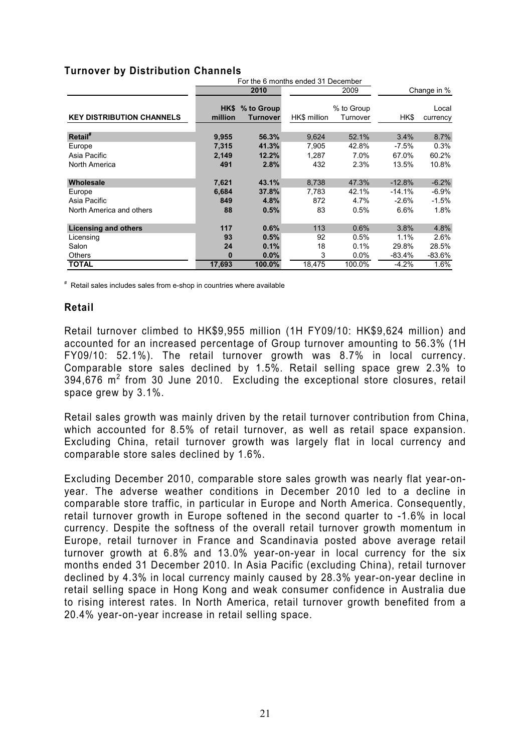## Turnover by Distribution Channels

| | For the 6 months ended 31 December | | | | | |
|---|---|---|---|---|---|---|
| | **2010** | | 2009 | | Change in % | |
| **KEY DISTRIBUTION CHANNELS** | **HK$ million** | **% to Group Turnover** | HK$ million | % to Group Turnover | HK$ | Local currency |
| **Retail#** | **9,955** | **56.3%** | 9,624 | 52.1% | 3.4% | 8.7% |
| Europe | **7,315** | **41.3%** | 7,905 | 42.8% | -7.5% | 0.3% |
| Asia Pacific | **2,149** | **12.2%** | 1,287 | 7.0% | 67.0% | 60.2% |
| North America | **491** | **2.8%** | 432 | 2.3% | 13.5% | 10.8% |
| **Wholesale** | **7,621** | **43.1%** | 8,738 | 47.3% | -12.8% | -6.2% |
| Europe | **6,684** | **37.8%** | 7,783 | 42.1% | -14.1% | -6.9% |
| Asia Pacific | **849** | **4.8%** | 872 | 4.7% | -2.6% | -1.5% |
| North America and others | **88** | **0.5%** | 83 | 0.5% | 6.6% | 1.8% |
| **Licensing and others** | **117** | **0.6%** | 113 | 0.6% | 3.8% | 4.8% |
| Licensing | **93** | **0.5%** | 92 | 0.5% | 1.1% | 2.6% |
| Salon | **24** | **0.1%** | 18 | 0.1% | 29.8% | 28.5% |
| Others | **0** | **0.0%** | 3 | 0.0% | -83.4% | -83.6% |
| **TOTAL** | **17,693** | **100.0%** | 18,475 | 100.0% | -4.2% | 1.6% |

# Retail sales includes sales from e-shop in countries where available

## Retail

Retail turnover climbed to HK$9,955 million (1H FY09/10: HK$9,624 million) and accounted for an increased percentage of Group turnover amounting to 56.3% (1H FY09/10: 52.1%). The retail turnover growth was 8.7% in local currency. Comparable store sales declined by 1.5%. Retail selling space grew 2.3% to 394,676 $m^2$ from 30 June 2010. Excluding the exceptional store closures, retail space grew by 3.1%.

Retail sales growth was mainly driven by the retail turnover contribution from China, which accounted for 8.5% of retail turnover, as well as retail space expansion. Excluding China, retail turnover growth was largely flat in local currency and comparable store sales declined by 1.6%.

Excluding December 2010, comparable store sales growth was nearly flat year-on-year. The adverse weather conditions in December 2010 led to a decline in comparable store traffic, in particular in Europe and North America. Consequently, retail turnover growth in Europe softened in the second quarter to -1.6% in local currency. Despite the softness of the overall retail turnover growth momentum in Europe, retail turnover in France and Scandinavia posted above average retail turnover growth at 6.8% and 13.0% year-on-year in local currency for the six months ended 31 December 2010. In Asia Pacific (excluding China), retail turnover declined by 4.3% in local currency mainly caused by 28.3% year-on-year decline in retail selling space in Hong Kong and weak consumer confidence in Australia due to rising interest rates. In North America, retail turnover growth benefited from a 20.4% year-on-year increase in retail selling space.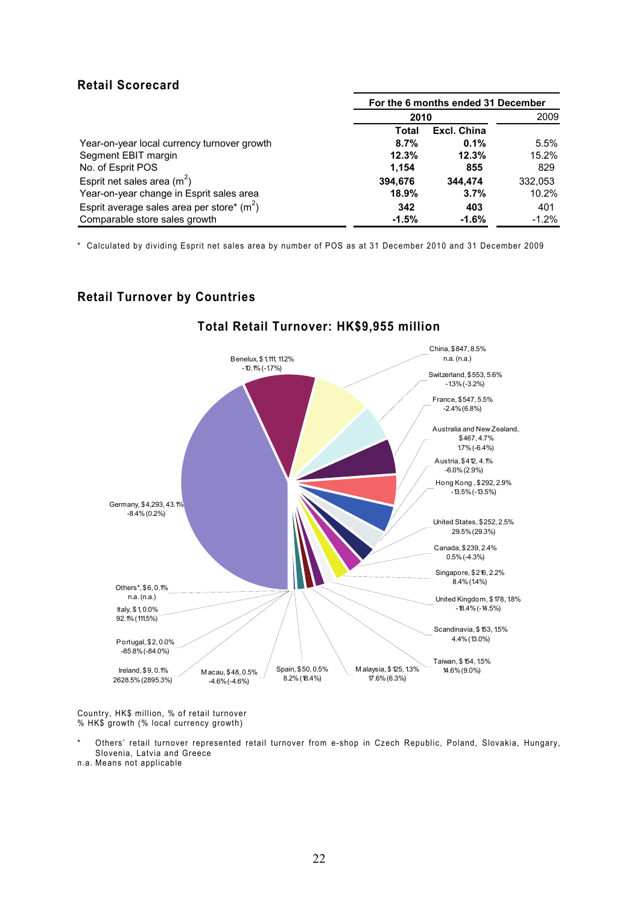## Retail Scorecard

| | For the 6 months ended 31 December | | |
|---|---|---|---|
| | 2010 | | 2009 |
| | **Total** | **Excl. China** | |
| Year-on-year local currency turnover growth | **8.7%** | **0.1%** | 5.5% |
| Segment EBIT margin | **12.3%** | **12.3%** | 15.2% |
| No. of Esprit POS | **1,154** | **855** | 829 |
| Esprit net sales area ($m^2$) | **394,676** | **344,474** | 332,053 |
| Year-on-year change in Esprit sales area | **18.9%** | **3.7%** | 10.2% |
| Esprit average sales area per store* ($m^2$) | **342** | **403** | 401 |
| Comparable store sales growth | **-1.5%** | **-1.6%** | -1.2% |

\* Calculated by dividing Esprit net sales area by number of POS as at 31 December 2010 and 31 December 2009

## Retail Turnover by Countries

### Total Retail Turnover: HK$9,955 million

- Germany, $4,293, 43.1%, -8.4% (0.2%)
- Benelux, $1,111, 11.2%, -10.1% (-1.7%)
- China, $847, 8.5%, n.a. (n.a.)
- Switzerland, $553, 5.6%, -1.3% (-3.2%)
- France, $547, 5.5%, -2.4% (6.8%)
- Australia and New Zealand, $467, 4.7%, 1.7% (-6.4%)
- Austria, $412, 4.1%, -6.0% (2.9%)
- Hong Kong, $292, 2.9%, -13.5% (-13.5%)
- United States, $252, 2.5%, 29.5% (29.3%)
- Canada, $239, 2.4%, 0.5% (-4.3%)
- Singapore, $216, 2.2%, 8.4% (1.4%)
- United Kingdom, $178, 1.8%, -18.4% (-14.5%)
- Scandinavia, $153, 1.5%, 4.4% (13.0%)
- Taiwan, $154, 1.5%, 14.6% (9.0%)
- Malaysia, $125, 1.3%, 17.6% (6.3%)
- Spain, $50, 0.5%, 8.2% (18.4%)
- Macau, $48, 0.5%, -4.6% (-4.6%)
- Ireland, $9, 0.1%, 2628.5% (2895.3%)
- Portugal, $2, 0.0%, -85.8% (-84.0%)
- Italy, $1, 0.0%, 92.1% (111.5%)
- Others*, $6, 0.1%, n.a. (n.a.)

Country, HK$ million, % of retail turnover
% HK$ growth (% local currency growth)

\* Others' retail turnover represented retail turnover from e-shop in Czech Republic, Poland, Slovakia, Hungary, Slovenia, Latvia and Greece

n.a. Means not applicable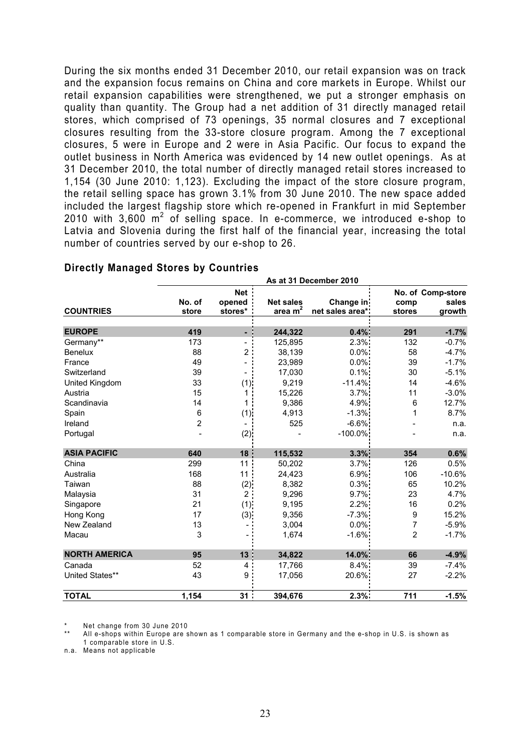During the six months ended 31 December 2010, our retail expansion was on track and the expansion focus remains on China and core markets in Europe. Whilst our retail expansion capabilities were strengthened, we put a stronger emphasis on quality than quantity. The Group had a net addition of 31 directly managed retail stores, which comprised of 73 openings, 35 normal closures and 7 exceptional closures resulting from the 33-store closure program. Among the 7 exceptional closures, 5 were in Europe and 2 were in Asia Pacific. Our focus to expand the outlet business in North America was evidenced by 14 new outlet openings. As at 31 December 2010, the total number of directly managed retail stores increased to 1,154 (30 June 2010: 1,123). Excluding the impact of the store closure program, the retail selling space has grown 3.1% from 30 June 2010. The new space added included the largest flagship store which re-opened in Frankfurt in mid September 2010 with 3,600 $m^2$ of selling space. In e-commerce, we introduced e-shop to Latvia and Slovenia during the first half of the financial year, increasing the total number of countries served by our e-shop to 26.

### Directly Managed Stores by Countries

| | As at 31 December 2010 | | | | | |
|---|---|---|---|---|---|---|
| **COUNTRIES** | **No. of store** | **Net opened stores*** | **Net sales area $m^2$** | **Change in net sales area*** | **No. of comp stores** | **Comp-store sales growth** |
| **EUROPE** | **419** | **-** | **244,322** | **0.4%** | **291** | **-1.7%** |
| Germany** | 173 | - | 125,895 | 2.3% | 132 | -0.7% |
| Benelux | 88 | 2 | 38,139 | 0.0% | 58 | -4.7% |
| France | 49 | - | 23,989 | 0.0% | 39 | -1.7% |
| Switzerland | 39 | - | 17,030 | 0.1% | 30 | -5.1% |
| United Kingdom | 33 | (1) | 9,219 | -11.4% | 14 | -4.6% |
| Austria | 15 | 1 | 15,226 | 3.7% | 11 | -3.0% |
| Scandinavia | 14 | 1 | 9,386 | 4.9% | 6 | 12.7% |
| Spain | 6 | (1) | 4,913 | -1.3% | 1 | 8.7% |
| Ireland | 2 | - | 525 | -6.6% | - | n.a. |
| Portugal | - | (2) | - | -100.0% | - | n.a. |
| **ASIA PACIFIC** | **640** | **18** | **115,532** | **3.3%** | **354** | **0.6%** |
| China | 299 | 11 | 50,202 | 3.7% | 126 | 0.5% |
| Australia | 168 | 11 | 24,423 | 6.9% | 106 | -10.6% |
| Taiwan | 88 | (2) | 8,382 | 0.3% | 65 | 10.2% |
| Malaysia | 31 | 2 | 9,296 | 9.7% | 23 | 4.7% |
| Singapore | 21 | (1) | 9,195 | 2.2% | 16 | 0.2% |
| Hong Kong | 17 | (3) | 9,356 | -7.3% | 9 | 15.2% |
| New Zealand | 13 | - | 3,004 | 0.0% | 7 | -5.9% |
| Macau | 3 | - | 1,674 | -1.6% | 2 | -1.7% |
| **NORTH AMERICA** | **95** | **13** | **34,822** | **14.0%** | **66** | **-4.9%** |
| Canada | 52 | 4 | 17,766 | 8.4% | 39 | -7.4% |
| United States** | 43 | 9 | 17,056 | 20.6% | 27 | -2.2% |
| **TOTAL** | **1,154** | **31** | **394,676** | **2.3%** | **711** | **-1.5%** |

\* Net change from 30 June 2010

\** All e-shops within Europe are shown as 1 comparable store in Germany and the e-shop in U.S. is shown as 1 comparable store in U.S.

n.a. Means not applicable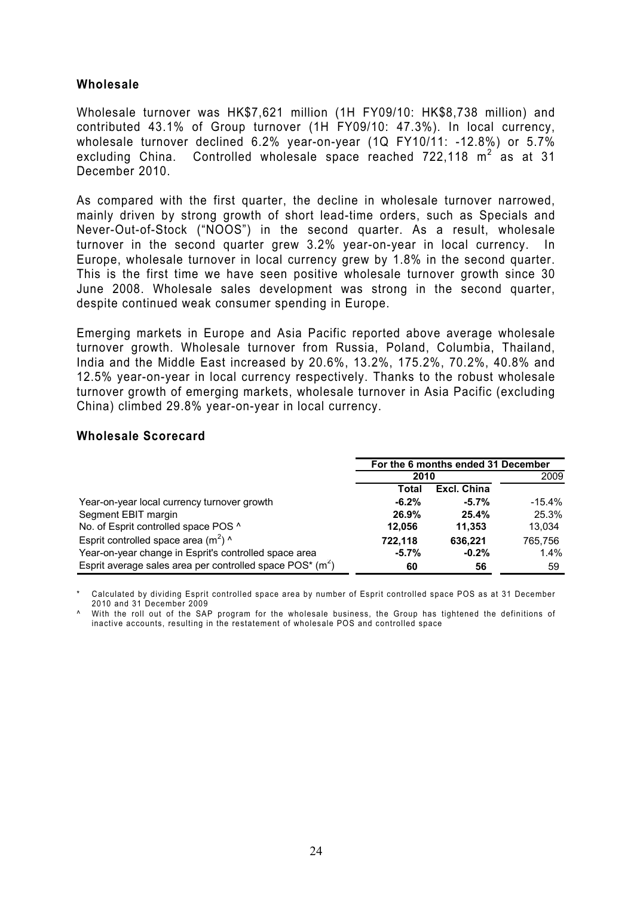## Wholesale

Wholesale turnover was HK$7,621 million (1H FY09/10: HK$8,738 million) and contributed 43.1% of Group turnover (1H FY09/10: 47.3%). In local currency, wholesale turnover declined 6.2% year-on-year (1Q FY10/11: -12.8%) or 5.7% excluding China. Controlled wholesale space reached 722,118 $m^2$ as at 31 December 2010.

As compared with the first quarter, the decline in wholesale turnover narrowed, mainly driven by strong growth of short lead-time orders, such as Specials and Never-Out-of-Stock ("NOOS") in the second quarter. As a result, wholesale turnover in the second quarter grew 3.2% year-on-year in local currency. In Europe, wholesale turnover in local currency grew by 1.8% in the second quarter. This is the first time we have seen positive wholesale turnover growth since 30 June 2008. Wholesale sales development was strong in the second quarter, despite continued weak consumer spending in Europe.

Emerging markets in Europe and Asia Pacific reported above average wholesale turnover growth. Wholesale turnover from Russia, Poland, Columbia, Thailand, India and the Middle East increased by 20.6%, 13.2%, 175.2%, 70.2%, 40.8% and 12.5% year-on-year in local currency respectively. Thanks to the robust wholesale turnover growth of emerging markets, wholesale turnover in Asia Pacific (excluding China) climbed 29.8% year-on-year in local currency.

## Wholesale Scorecard

| | For the 6 months ended 31 December | | |
|---|---|---|---|
| | 2010 | | 2009 |
| | **Total** | **Excl. China** | |
| Year-on-year local currency turnover growth | **-6.2%** | **-5.7%** | -15.4% |
| Segment EBIT margin | **26.9%** | **25.4%** | 25.3% |
| No. of Esprit controlled space POS ^ | **12,056** | **11,353** | 13,034 |
| Esprit controlled space area ($m^2$) ^ | **722,118** | **636,221** | 765,756 |
| Year-on-year change in Esprit's controlled space area | **-5.7%** | **-0.2%** | 1.4% |
| Esprit average sales area per controlled space POS* ($m^2$) | **60** | **56** | 59 |

\* Calculated by dividing Esprit controlled space area by number of Esprit controlled space POS as at 31 December 2010 and 31 December 2009

^ With the roll out of the SAP program for the wholesale business, the Group has tightened the definitions of inactive accounts, resulting in the restatement of wholesale POS and controlled space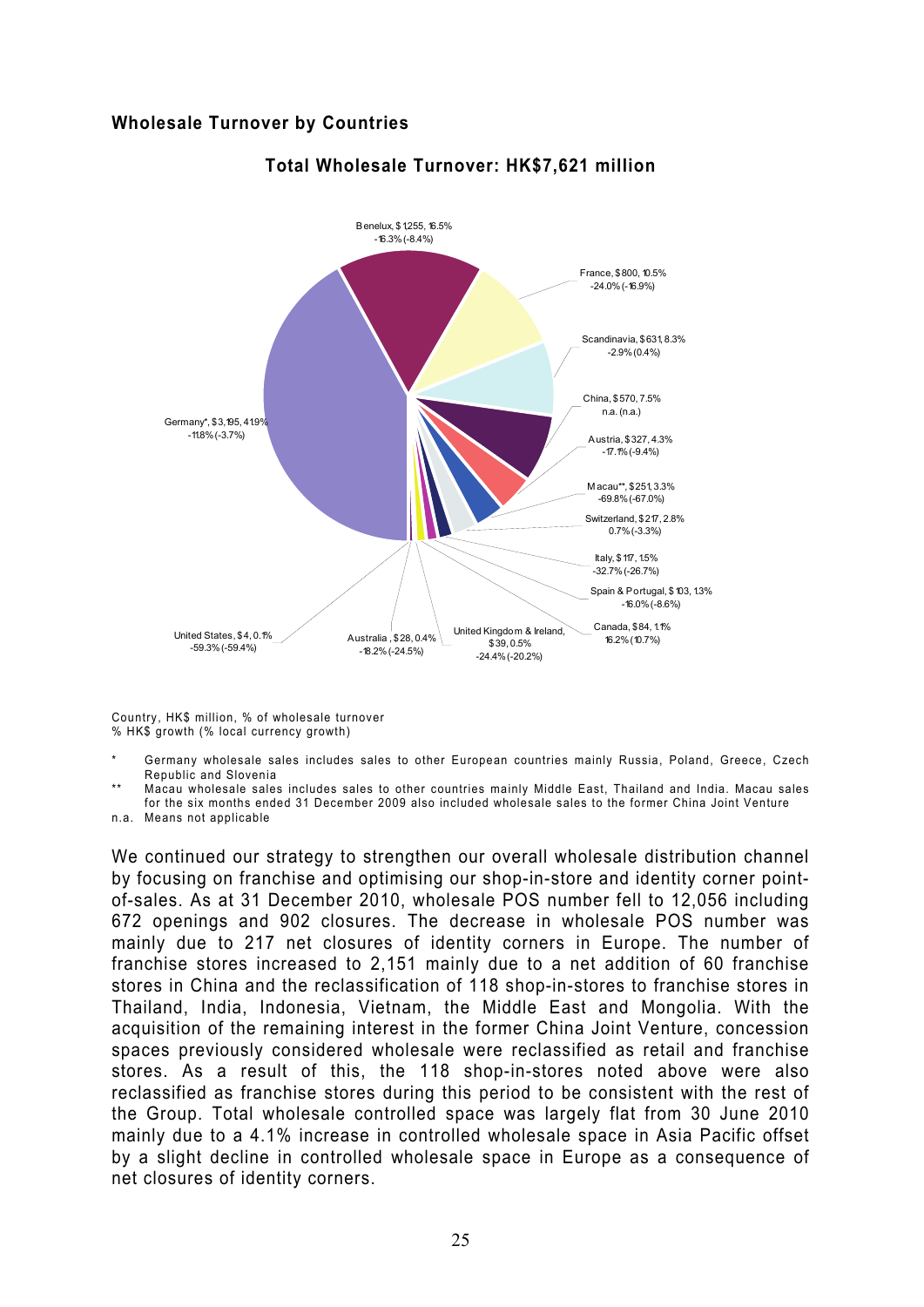## Wholesale Turnover by Countries

### Total Wholesale Turnover: HK$7,621 million

Benelux, $1,255, 16.5%
-16.3% (-8.4%)

France, $800, 10.5%
-24.0% (-16.9%)

Scandinavia, $631, 8.3%
-2.9% (0.4%)

China, $570, 7.5%
n.a. (n.a.)

Austria, $327, 4.3%
-17.1% (-9.4%)

Macau**, $251, 3.3%
-69.8% (-67.0%)

Switzerland, $217, 2.8%
0.7% (-3.3%)

Italy, $117, 1.5%
-32.7% (-26.7%)

Spain & Portugal, $103, 1.3%
-16.0% (-8.6%)

Canada, $84, 1.1%
16.2% (10.7%)

United Kingdom & Ireland, $39, 0.5%
-24.4% (-20.2%)

Australia, $28, 0.4%
-18.2% (-24.5%)

United States, $4, 0.1%
-59.3% (-59.4%)

Germany*, $3,195, 41.9%
-11.8% (-3.7%)

Country, HK$ million, % of wholesale turnover
% HK$ growth (% local currency growth)

\* Germany wholesale sales includes sales to other European countries mainly Russia, Poland, Greece, Czech Republic and Slovenia

\*\* Macau wholesale sales includes sales to other countries mainly Middle East, Thailand and India. Macau sales for the six months ended 31 December 2009 also included wholesale sales to the former China Joint Venture

n.a. Means not applicable

We continued our strategy to strengthen our overall wholesale distribution channel by focusing on franchise and optimising our shop-in-store and identity corner point-of-sales. As at 31 December 2010, wholesale POS number fell to 12,056 including 672 openings and 902 closures. The decrease in wholesale POS number was mainly due to 217 net closures of identity corners in Europe. The number of franchise stores increased to 2,151 mainly due to a net addition of 60 franchise stores in China and the reclassification of 118 shop-in-stores to franchise stores in Thailand, India, Indonesia, Vietnam, the Middle East and Mongolia. With the acquisition of the remaining interest in the former China Joint Venture, concession spaces previously considered wholesale were reclassified as retail and franchise stores. As a result of this, the 118 shop-in-stores noted above were also reclassified as franchise stores during this period to be consistent with the rest of the Group. Total wholesale controlled space was largely flat from 30 June 2010 mainly due to a 4.1% increase in controlled wholesale space in Asia Pacific offset by a slight decline in controlled wholesale space in Europe as a consequence of net closures of identity corners.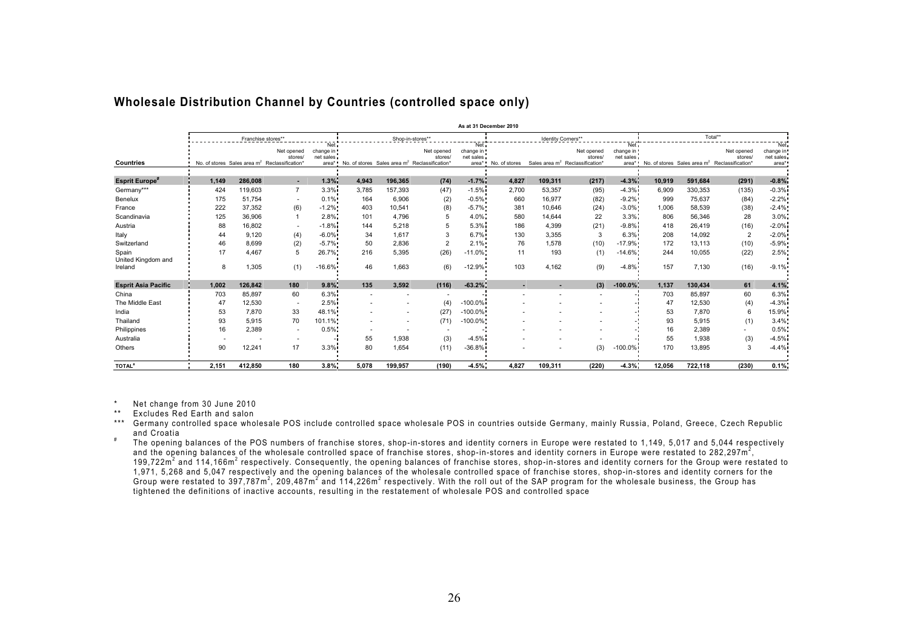## Wholesale Distribution Channel by Countries (controlled space only)

| | As at 31 December 2010 | | | | | | | | | | | | | | | |
|---|---|---|---|---|---|---|---|---|---|---|---|---|---|---|---|---|
| | Franchise stores** | | | | Shop-in-stores** | | | | Identity Corners** | | | | Total** | | | |
| **Countries** | No. of stores | Sales area m² | Net opened stores/ Reclassification* | Net change in net sales area* | No. of stores | Sales area m² | Net opened stores/ Reclassification* | Net change in net sales area* | No. of stores | Sales area m² | Net opened stores/ Reclassification* | Net change in net sales area* | No. of stores | Sales area m² | Net opened stores/ Reclassification* | Net change in net sales area* |
| **Esprit Europe#** | **1,149** | **286,008** | **-** | **1.3%** | **4,943** | **196,365** | **(74)** | **-1.7%** | **4,827** | **109,311** | **(217)** | **-4.3%** | **10,919** | **591,684** | **(291)** | **-0.8%** |
| Germany*** | 424 | 119,603 | 7 | 3.3% | 3,785 | 157,393 | (47) | -1.5% | 2,700 | 53,357 | (95) | -4.3% | 6,909 | 330,353 | (135) | -0.3% |
| Benelux | 175 | 51,754 | - | 0.1% | 164 | 6,906 | (2) | -0.5% | 660 | 16,977 | (82) | -9.2% | 999 | 75,637 | (84) | -2.2% |
| France | 222 | 37,352 | (6) | -1.2% | 403 | 10,541 | (8) | -5.7% | 381 | 10,646 | (24) | -3.0% | 1,006 | 58,539 | (38) | -2.4% |
| Scandinavia | 125 | 36,906 | 1 | 2.8% | 101 | 4,796 | 5 | 4.0% | 580 | 14,644 | 22 | 3.3% | 806 | 56,346 | 28 | 3.0% |
| Austria | 88 | 16,802 | - | -1.8% | 144 | 5,218 | 5 | 5.3% | 186 | 4,399 | (21) | -9.8% | 418 | 26,419 | (16) | -2.0% |
| Italy | 44 | 9,120 | (4) | -6.0% | 34 | 1,617 | 3 | 6.7% | 130 | 3,355 | 3 | 6.3% | 208 | 14,092 | 2 | -2.0% |
| Switzerland | 46 | 8,699 | (2) | -5.7% | 50 | 2,836 | 2 | 2.1% | 76 | 1,578 | (10) | -17.9% | 172 | 13,113 | (10) | -5.9% |
| Spain | 17 | 4,467 | 5 | 26.7% | 216 | 5,395 | (26) | -11.0% | 11 | 193 | (1) | -14.6% | 244 | 10,055 | (22) | 2.5% |
| United Kingdom and Ireland | 8 | 1,305 | (1) | -16.6% | 46 | 1,663 | (6) | -12.9% | 103 | 4,162 | (9) | -4.8% | 157 | 7,130 | (16) | -9.1% |
| **Esprit Asia Pacific** | **1,002** | **126,842** | **180** | **9.8%** | **135** | **3,592** | **(116)** | **-63.2%** | **-** | **-** | **(3)** | **-100.0%** | **1,137** | **130,434** | **61** | **4.1%** |
| China | 703 | 85,897 | 60 | 6.3% | - | - | - | - | - | - | - | - | 703 | 85,897 | 60 | 6.3% |
| The Middle East | 47 | 12,530 | - | 2.5% | - | - | (4) | -100.0% | - | - | - | - | 47 | 12,530 | (4) | -4.3% |
| India | 53 | 7,870 | 33 | 48.1% | - | - | (27) | -100.0% | - | - | - | - | 53 | 7,870 | 6 | 15.9% |
| Thailand | 93 | 5,915 | 70 | 101.1% | - | - | (71) | -100.0% | - | - | - | - | 93 | 5,915 | (1) | 3.4% |
| Philippines | 16 | 2,389 | - | 0.5% | - | - | - | - | - | - | - | - | 16 | 2,389 | - | 0.5% |
| Australia | - | - | - | - | 55 | 1,938 | (3) | -4.5% | - | - | - | - | 55 | 1,938 | (3) | -4.5% |
| Others | 90 | 12,241 | 17 | 3.3% | 80 | 1,654 | (11) | -36.8% | - | - | (3) | -100.0% | 170 | 13,895 | 3 | -4.4% |
| **TOTAL#** | **2,151** | **412,850** | **180** | **3.8%** | **5,078** | **199,957** | **(190)** | **-4.5%** | **4,827** | **109,311** | **(220)** | **-4.3%** | **12,056** | **722,118** | **(230)** | **0.1%** |

\* Net change from 30 June 2010

** Excludes Red Earth and salon

*** Germany controlled space wholesale POS include controlled space wholesale POS in countries outside Germany, mainly Russia, Poland, Greece, Czech Republic and Croatia

\# The opening balances of the POS numbers of franchise stores, shop-in-stores and identity corners in Europe were restated to 1,149, 5,017 and 5,044 respectively and the opening balances of the wholesale controlled space of franchise stores, shop-in-stores and identity corners in Europe were restated to 282,297m², 199,722m² and 114,166m² respectively. Consequently, the opening balances of franchise stores, shop-in-stores and identity corners for the Group were restated to 1,971, 5,268 and 5,047 respectively and the opening balances of the wholesale controlled space of franchise stores, shop-in-stores and identity corners for the Group were restated to 397,787m², 209,487m² and 114,226m² respectively. With the roll out of the SAP program for the wholesale business, the Group has tightened the definitions of inactive accounts, resulting in the restatement of wholesale POS and controlled space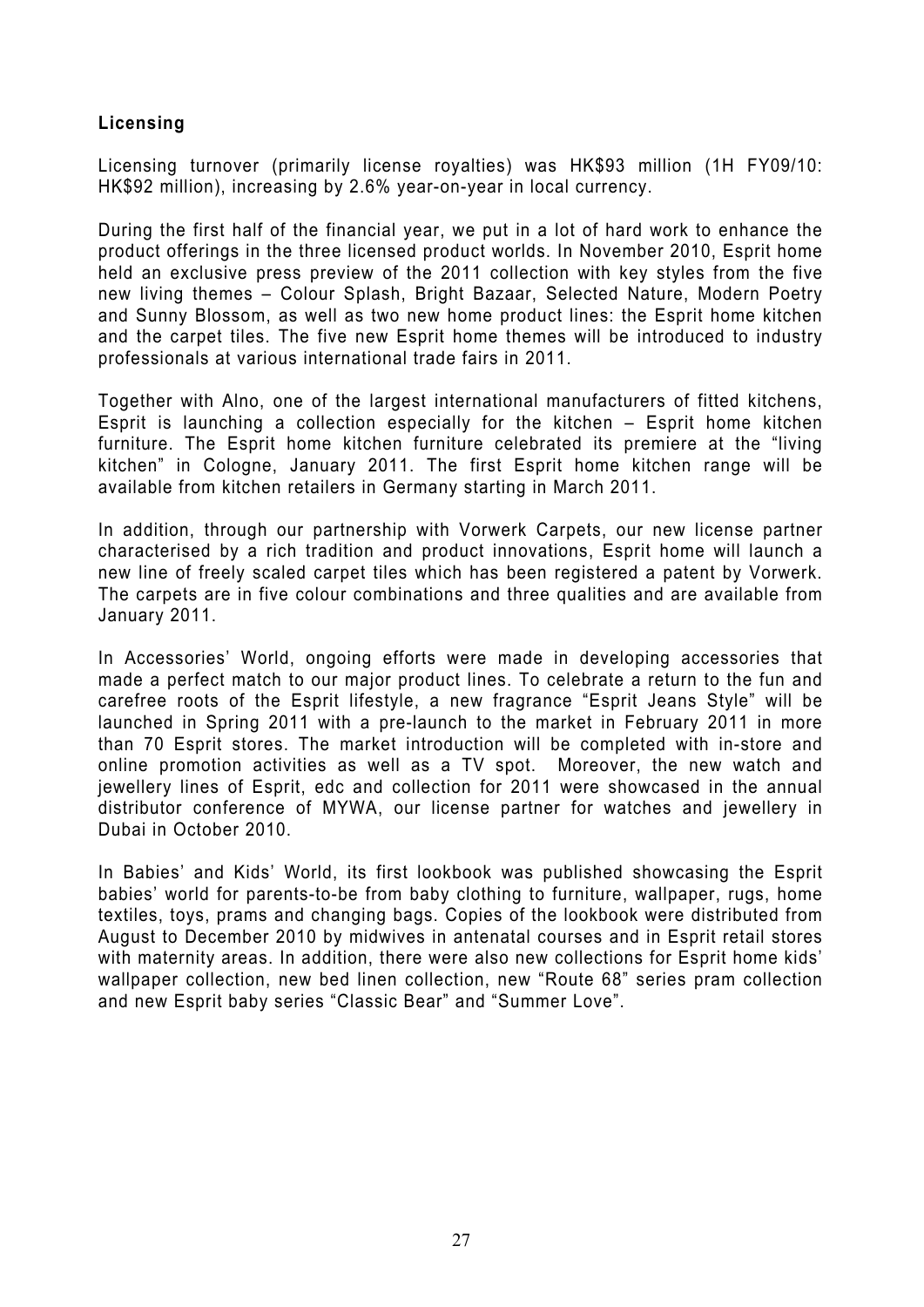**Licensing**

Licensing turnover (primarily license royalties) was HK$93 million (1H FY09/10: HK$92 million), increasing by 2.6% year-on-year in local currency.

During the first half of the financial year, we put in a lot of hard work to enhance the product offerings in the three licensed product worlds. In November 2010, Esprit home held an exclusive press preview of the 2011 collection with key styles from the five new living themes – Colour Splash, Bright Bazaar, Selected Nature, Modern Poetry and Sunny Blossom, as well as two new home product lines: the Esprit home kitchen and the carpet tiles. The five new Esprit home themes will be introduced to industry professionals at various international trade fairs in 2011.

Together with Alno, one of the largest international manufacturers of fitted kitchens, Esprit is launching a collection especially for the kitchen – Esprit home kitchen furniture. The Esprit home kitchen furniture celebrated its premiere at the "living kitchen" in Cologne, January 2011. The first Esprit home kitchen range will be available from kitchen retailers in Germany starting in March 2011.

In addition, through our partnership with Vorwerk Carpets, our new license partner characterised by a rich tradition and product innovations, Esprit home will launch a new line of freely scaled carpet tiles which has been registered a patent by Vorwerk. The carpets are in five colour combinations and three qualities and are available from January 2011.

In Accessories' World, ongoing efforts were made in developing accessories that made a perfect match to our major product lines. To celebrate a return to the fun and carefree roots of the Esprit lifestyle, a new fragrance "Esprit Jeans Style" will be launched in Spring 2011 with a pre-launch to the market in February 2011 in more than 70 Esprit stores. The market introduction will be completed with in-store and online promotion activities as well as a TV spot. Moreover, the new watch and jewellery lines of Esprit, edc and collection for 2011 were showcased in the annual distributor conference of MYWA, our license partner for watches and jewellery in Dubai in October 2010.

In Babies' and Kids' World, its first lookbook was published showcasing the Esprit babies' world for parents-to-be from baby clothing to furniture, wallpaper, rugs, home textiles, toys, prams and changing bags. Copies of the lookbook were distributed from August to December 2010 by midwives in antenatal courses and in Esprit retail stores with maternity areas. In addition, there were also new collections for Esprit home kids' wallpaper collection, new bed linen collection, new "Route 68" series pram collection and new Esprit baby series "Classic Bear" and "Summer Love".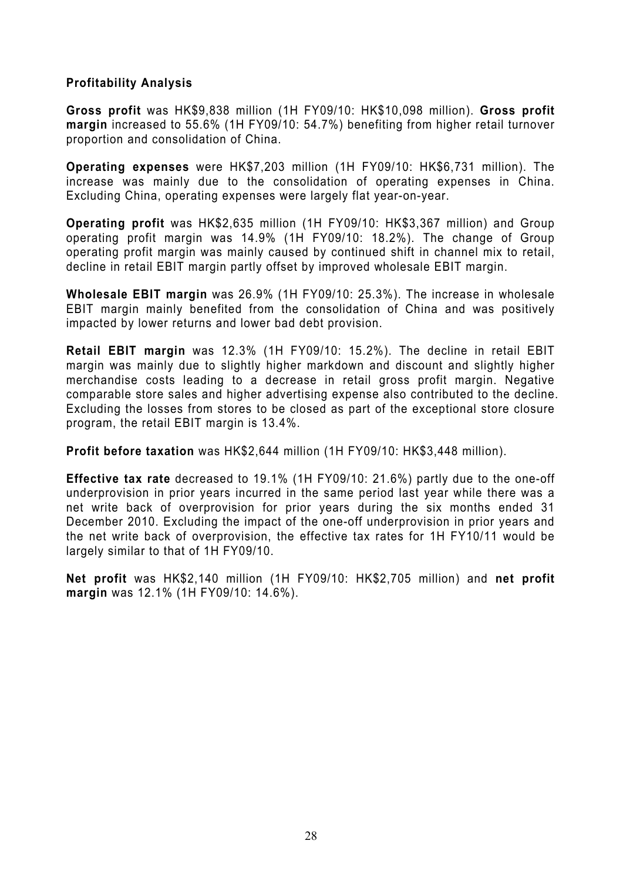### Profitability Analysis

**Gross profit** was HK$9,838 million (1H FY09/10: HK$10,098 million). **Gross profit margin** increased to 55.6% (1H FY09/10: 54.7%) benefiting from higher retail turnover proportion and consolidation of China.

**Operating expenses** were HK$7,203 million (1H FY09/10: HK$6,731 million). The increase was mainly due to the consolidation of operating expenses in China. Excluding China, operating expenses were largely flat year-on-year.

**Operating profit** was HK$2,635 million (1H FY09/10: HK$3,367 million) and Group operating profit margin was 14.9% (1H FY09/10: 18.2%). The change of Group operating profit margin was mainly caused by continued shift in channel mix to retail, decline in retail EBIT margin partly offset by improved wholesale EBIT margin.

**Wholesale EBIT margin** was 26.9% (1H FY09/10: 25.3%). The increase in wholesale EBIT margin mainly benefited from the consolidation of China and was positively impacted by lower returns and lower bad debt provision.

**Retail EBIT margin** was 12.3% (1H FY09/10: 15.2%). The decline in retail EBIT margin was mainly due to slightly higher markdown and discount and slightly higher merchandise costs leading to a decrease in retail gross profit margin. Negative comparable store sales and higher advertising expense also contributed to the decline. Excluding the losses from stores to be closed as part of the exceptional store closure program, the retail EBIT margin is 13.4%.

**Profit before taxation** was HK$2,644 million (1H FY09/10: HK$3,448 million).

**Effective tax rate** decreased to 19.1% (1H FY09/10: 21.6%) partly due to the one-off underprovision in prior years incurred in the same period last year while there was a net write back of overprovision for prior years during the six months ended 31 December 2010. Excluding the impact of the one-off underprovision in prior years and the net write back of overprovision, the effective tax rates for 1H FY10/11 would be largely similar to that of 1H FY09/10.

**Net profit** was HK$2,140 million (1H FY09/10: HK$2,705 million) and **net profit margin** was 12.1% (1H FY09/10: 14.6%).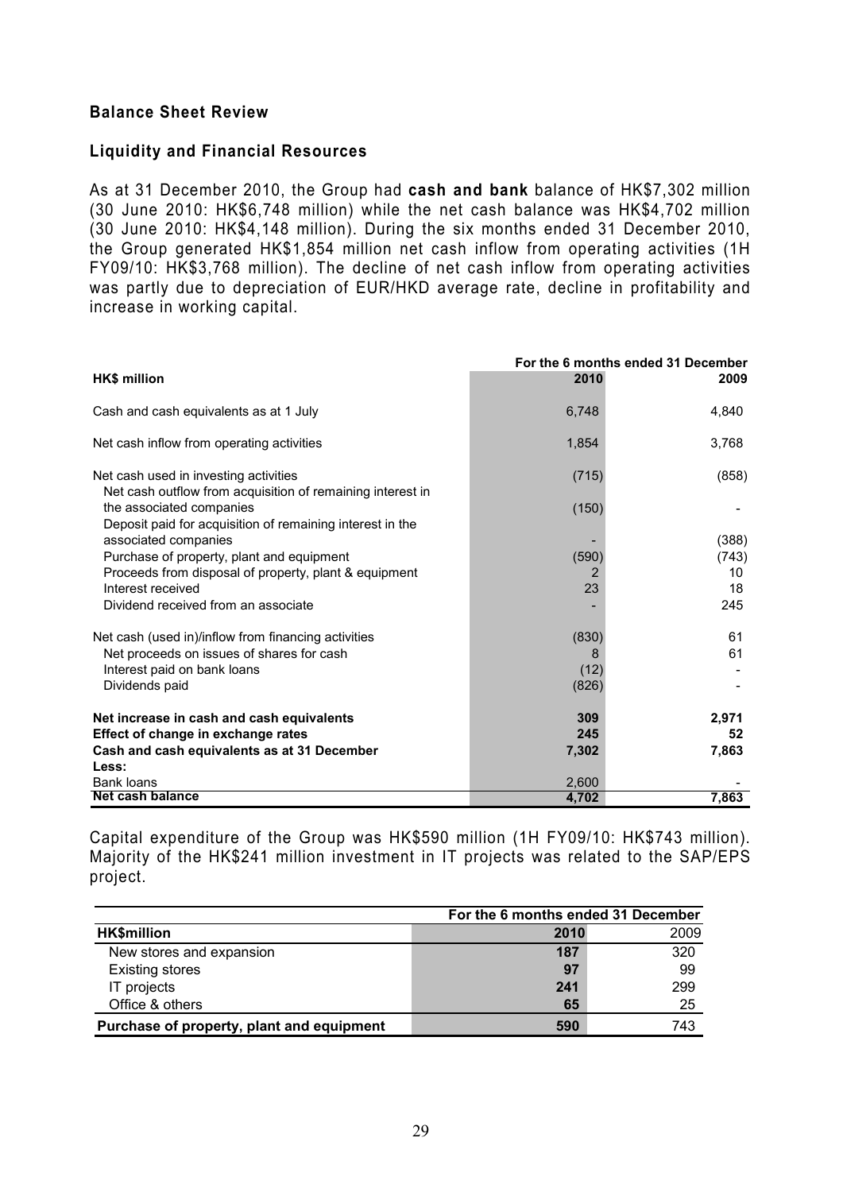## Balance Sheet Review

### Liquidity and Financial Resources

As at 31 December 2010, the Group had **cash and bank** balance of HK$7,302 million (30 June 2010: HK$6,748 million) while the net cash balance was HK$4,702 million (30 June 2010: HK$4,148 million). During the six months ended 31 December 2010, the Group generated HK$1,854 million net cash inflow from operating activities (1H FY09/10: HK$3,768 million). The decline of net cash inflow from operating activities was partly due to depreciation of EUR/HKD average rate, decline in profitability and increase in working capital.

| HK$ million | For the 6 months ended 31 December 2010 | 2009 |
|---|---|---|
| Cash and cash equivalents as at 1 July | 6,748 | 4,840 |
| Net cash inflow from operating activities | 1,854 | 3,768 |
| Net cash used in investing activities | (715) | (858) |
| Net cash outflow from acquisition of remaining interest in the associated companies | (150) | - |
| Deposit paid for acquisition of remaining interest in the associated companies | - | (388) |
| Purchase of property, plant and equipment | (590) | (743) |
| Proceeds from disposal of property, plant & equipment | 2 | 10 |
| Interest received | 23 | 18 |
| Dividend received from an associate | - | 245 |
| Net cash (used in)/inflow from financing activities | (830) | 61 |
| Net proceeds on issues of shares for cash | 8 | 61 |
| Interest paid on bank loans | (12) | - |
| Dividends paid | (826) | - |
| **Net increase in cash and cash equivalents** | **309** | **2,971** |
| **Effect of change in exchange rates** | **245** | **52** |
| **Cash and cash equivalents as at 31 December** | **7,302** | **7,863** |
| **Less:** | | |
| Bank loans | 2,600 | - |
| **Net cash balance** | **4,702** | **7,863** |

Capital expenditure of the Group was HK$590 million (1H FY09/10: HK$743 million). Majority of the HK$241 million investment in IT projects was related to the SAP/EPS project.

| HK$million | For the 6 months ended 31 December 2010 | 2009 |
|---|---|---|
| New stores and expansion | **187** | 320 |
| Existing stores | **97** | 99 |
| IT projects | **241** | 299 |
| Office & others | **65** | 25 |
| **Purchase of property, plant and equipment** | **590** | 743 |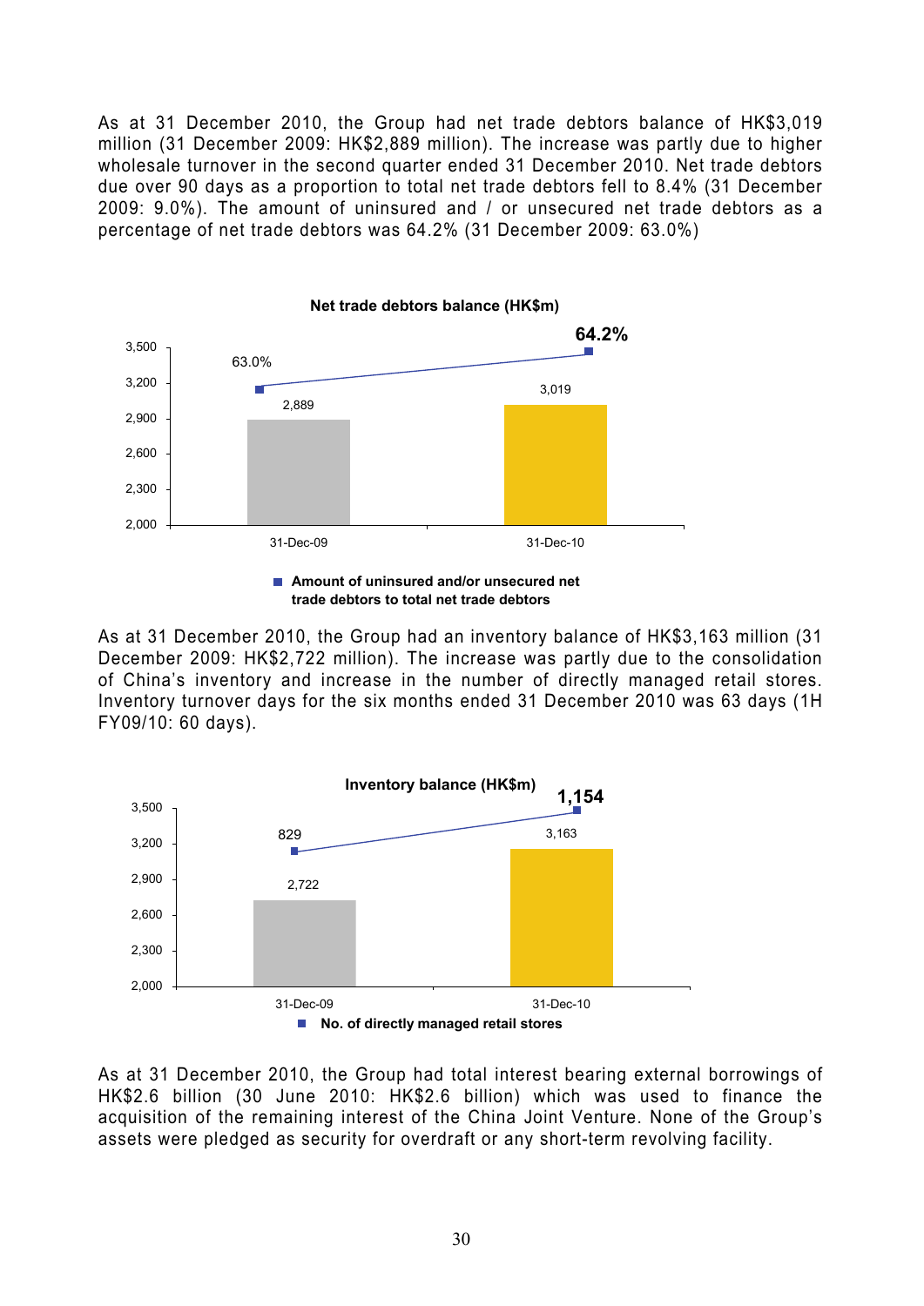As at 31 December 2010, the Group had net trade debtors balance of HK$3,019 million (31 December 2009: HK$2,889 million). The increase was partly due to higher wholesale turnover in the second quarter ended 31 December 2010. Net trade debtors due over 90 days as a proportion to total net trade debtors fell to 8.4% (31 December 2009: 9.0%). The amount of uninsured and / or unsecured net trade debtors as a percentage of net trade debtors was 64.2% (31 December 2009: 63.0%)

**Net trade debtors balance (HK$m)**

| | 31-Dec-09 | 31-Dec-10 |
|---|---|---|
| Net trade debtors balance (HK$m) | 2,889 | 3,019 |
| Amount of uninsured and/or unsecured net trade debtors to total net trade debtors | 63.0% | 64.2% |

As at 31 December 2010, the Group had an inventory balance of HK$3,163 million (31 December 2009: HK$2,722 million). The increase was partly due to the consolidation of China's inventory and increase in the number of directly managed retail stores. Inventory turnover days for the six months ended 31 December 2010 was 63 days (1H FY09/10: 60 days).

**Inventory balance (HK$m)**

| | 31-Dec-09 | 31-Dec-10 |
|---|---|---|
| Inventory balance (HK$m) | 2,722 | 3,163 |
| No. of directly managed retail stores | 829 | 1,154 |

As at 31 December 2010, the Group had total interest bearing external borrowings of HK$2.6 billion (30 June 2010: HK$2.6 billion) which was used to finance the acquisition of the remaining interest of the China Joint Venture. None of the Group's assets were pledged as security for overdraft or any short-term revolving facility.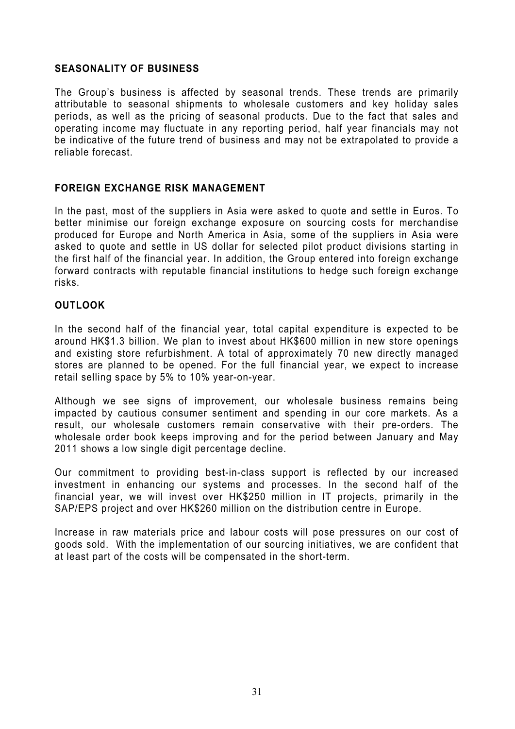## SEASONALITY OF BUSINESS

The Group's business is affected by seasonal trends. These trends are primarily attributable to seasonal shipments to wholesale customers and key holiday sales periods, as well as the pricing of seasonal products. Due to the fact that sales and operating income may fluctuate in any reporting period, half year financials may not be indicative of the future trend of business and may not be extrapolated to provide a reliable forecast.

## FOREIGN EXCHANGE RISK MANAGEMENT

In the past, most of the suppliers in Asia were asked to quote and settle in Euros. To better minimise our foreign exchange exposure on sourcing costs for merchandise produced for Europe and North America in Asia, some of the suppliers in Asia were asked to quote and settle in US dollar for selected pilot product divisions starting in the first half of the financial year. In addition, the Group entered into foreign exchange forward contracts with reputable financial institutions to hedge such foreign exchange risks.

## OUTLOOK

In the second half of the financial year, total capital expenditure is expected to be around HK$1.3 billion. We plan to invest about HK$600 million in new store openings and existing store refurbishment. A total of approximately 70 new directly managed stores are planned to be opened. For the full financial year, we expect to increase retail selling space by 5% to 10% year-on-year.

Although we see signs of improvement, our wholesale business remains being impacted by cautious consumer sentiment and spending in our core markets. As a result, our wholesale customers remain conservative with their pre-orders. The wholesale order book keeps improving and for the period between January and May 2011 shows a low single digit percentage decline.

Our commitment to providing best-in-class support is reflected by our increased investment in enhancing our systems and processes. In the second half of the financial year, we will invest over HK$250 million in IT projects, primarily in the SAP/EPS project and over HK$260 million on the distribution centre in Europe.

Increase in raw materials price and labour costs will pose pressures on our cost of goods sold. With the implementation of our sourcing initiatives, we are confident that at least part of the costs will be compensated in the short-term.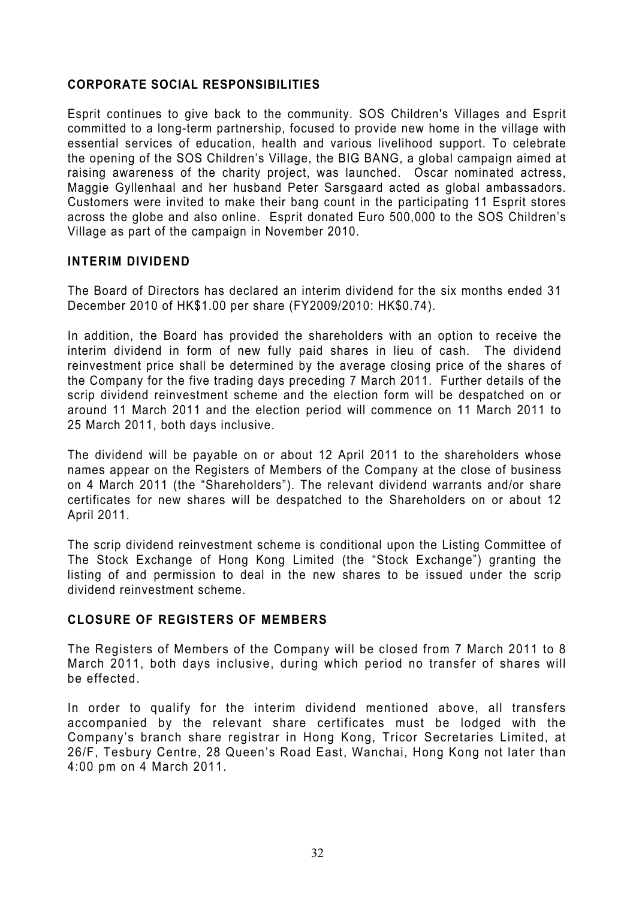## CORPORATE SOCIAL RESPONSIBILITIES

Esprit continues to give back to the community. SOS Children's Villages and Esprit committed to a long-term partnership, focused to provide new home in the village with essential services of education, health and various livelihood support. To celebrate the opening of the SOS Children's Village, the BIG BANG, a global campaign aimed at raising awareness of the charity project, was launched. Oscar nominated actress, Maggie Gyllenhaal and her husband Peter Sarsgaard acted as global ambassadors. Customers were invited to make their bang count in the participating 11 Esprit stores across the globe and also online. Esprit donated Euro 500,000 to the SOS Children's Village as part of the campaign in November 2010.

## INTERIM DIVIDEND

The Board of Directors has declared an interim dividend for the six months ended 31 December 2010 of HK$1.00 per share (FY2009/2010: HK$0.74).

In addition, the Board has provided the shareholders with an option to receive the interim dividend in form of new fully paid shares in lieu of cash. The dividend reinvestment price shall be determined by the average closing price of the shares of the Company for the five trading days preceding 7 March 2011. Further details of the scrip dividend reinvestment scheme and the election form will be despatched on or around 11 March 2011 and the election period will commence on 11 March 2011 to 25 March 2011, both days inclusive.

The dividend will be payable on or about 12 April 2011 to the shareholders whose names appear on the Registers of Members of the Company at the close of business on 4 March 2011 (the "Shareholders"). The relevant dividend warrants and/or share certificates for new shares will be despatched to the Shareholders on or about 12 April 2011.

The scrip dividend reinvestment scheme is conditional upon the Listing Committee of The Stock Exchange of Hong Kong Limited (the "Stock Exchange") granting the listing of and permission to deal in the new shares to be issued under the scrip dividend reinvestment scheme.

## CLOSURE OF REGISTERS OF MEMBERS

The Registers of Members of the Company will be closed from 7 March 2011 to 8 March 2011, both days inclusive, during which period no transfer of shares will be effected.

In order to qualify for the interim dividend mentioned above, all transfers accompanied by the relevant share certificates must be lodged with the Company's branch share registrar in Hong Kong, Tricor Secretaries Limited, at 26/F, Tesbury Centre, 28 Queen's Road East, Wanchai, Hong Kong not later than 4:00 pm on 4 March 2011.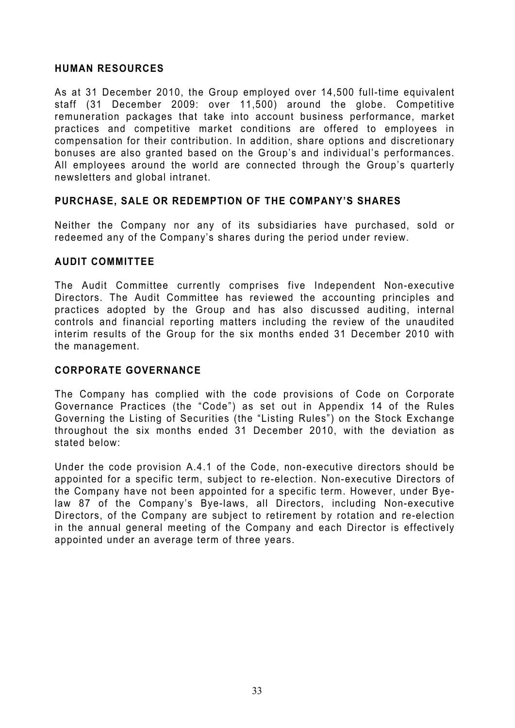## HUMAN RESOURCES

As at 31 December 2010, the Group employed over 14,500 full-time equivalent staff (31 December 2009: over 11,500) around the globe. Competitive remuneration packages that take into account business performance, market practices and competitive market conditions are offered to employees in compensation for their contribution. In addition, share options and discretionary bonuses are also granted based on the Group's and individual's performances. All employees around the world are connected through the Group's quarterly newsletters and global intranet.

## PURCHASE, SALE OR REDEMPTION OF THE COMPANY'S SHARES

Neither the Company nor any of its subsidiaries have purchased, sold or redeemed any of the Company's shares during the period under review.

## AUDIT COMMITTEE

The Audit Committee currently comprises five Independent Non-executive Directors. The Audit Committee has reviewed the accounting principles and practices adopted by the Group and has also discussed auditing, internal controls and financial reporting matters including the review of the unaudited interim results of the Group for the six months ended 31 December 2010 with the management.

## CORPORATE GOVERNANCE

The Company has complied with the code provisions of Code on Corporate Governance Practices (the "Code") as set out in Appendix 14 of the Rules Governing the Listing of Securities (the "Listing Rules") on the Stock Exchange throughout the six months ended 31 December 2010, with the deviation as stated below:

Under the code provision A.4.1 of the Code, non-executive directors should be appointed for a specific term, subject to re-election. Non-executive Directors of the Company have not been appointed for a specific term. However, under Bye-law 87 of the Company's Bye-laws, all Directors, including Non-executive Directors, of the Company are subject to retirement by rotation and re-election in the annual general meeting of the Company and each Director is effectively appointed under an average term of three years.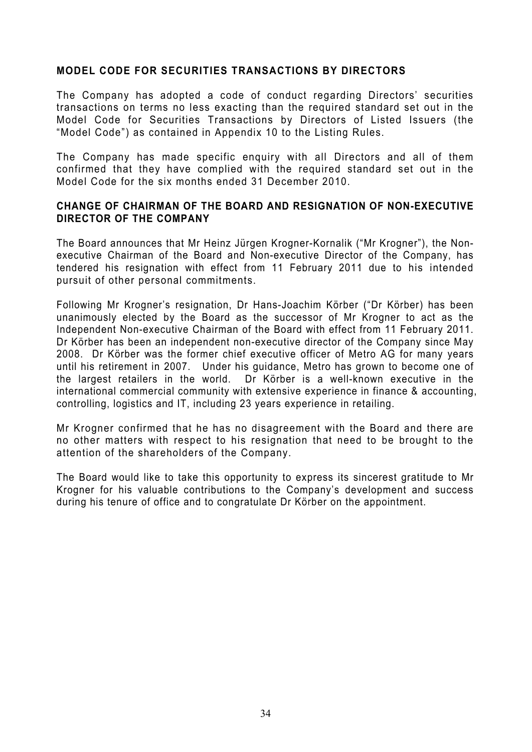## MODEL CODE FOR SECURITIES TRANSACTIONS BY DIRECTORS

The Company has adopted a code of conduct regarding Directors' securities transactions on terms no less exacting than the required standard set out in the Model Code for Securities Transactions by Directors of Listed Issuers (the "Model Code") as contained in Appendix 10 to the Listing Rules.

The Company has made specific enquiry with all Directors and all of them confirmed that they have complied with the required standard set out in the Model Code for the six months ended 31 December 2010.

## CHANGE OF CHAIRMAN OF THE BOARD AND RESIGNATION OF NON-EXECUTIVE DIRECTOR OF THE COMPANY

The Board announces that Mr Heinz Jürgen Krogner-Kornalik ("Mr Krogner"), the Non-executive Chairman of the Board and Non-executive Director of the Company, has tendered his resignation with effect from 11 February 2011 due to his intended pursuit of other personal commitments.

Following Mr Krogner's resignation, Dr Hans-Joachim Körber ("Dr Körber) has been unanimously elected by the Board as the successor of Mr Krogner to act as the Independent Non-executive Chairman of the Board with effect from 11 February 2011. Dr Körber has been an independent non-executive director of the Company since May 2008. Dr Körber was the former chief executive officer of Metro AG for many years until his retirement in 2007. Under his guidance, Metro has grown to become one of the largest retailers in the world. Dr Körber is a well-known executive in the international commercial community with extensive experience in finance & accounting, controlling, logistics and IT, including 23 years experience in retailing.

Mr Krogner confirmed that he has no disagreement with the Board and there are no other matters with respect to his resignation that need to be brought to the attention of the shareholders of the Company.

The Board would like to take this opportunity to express its sincerest gratitude to Mr Krogner for his valuable contributions to the Company's development and success during his tenure of office and to congratulate Dr Körber on the appointment.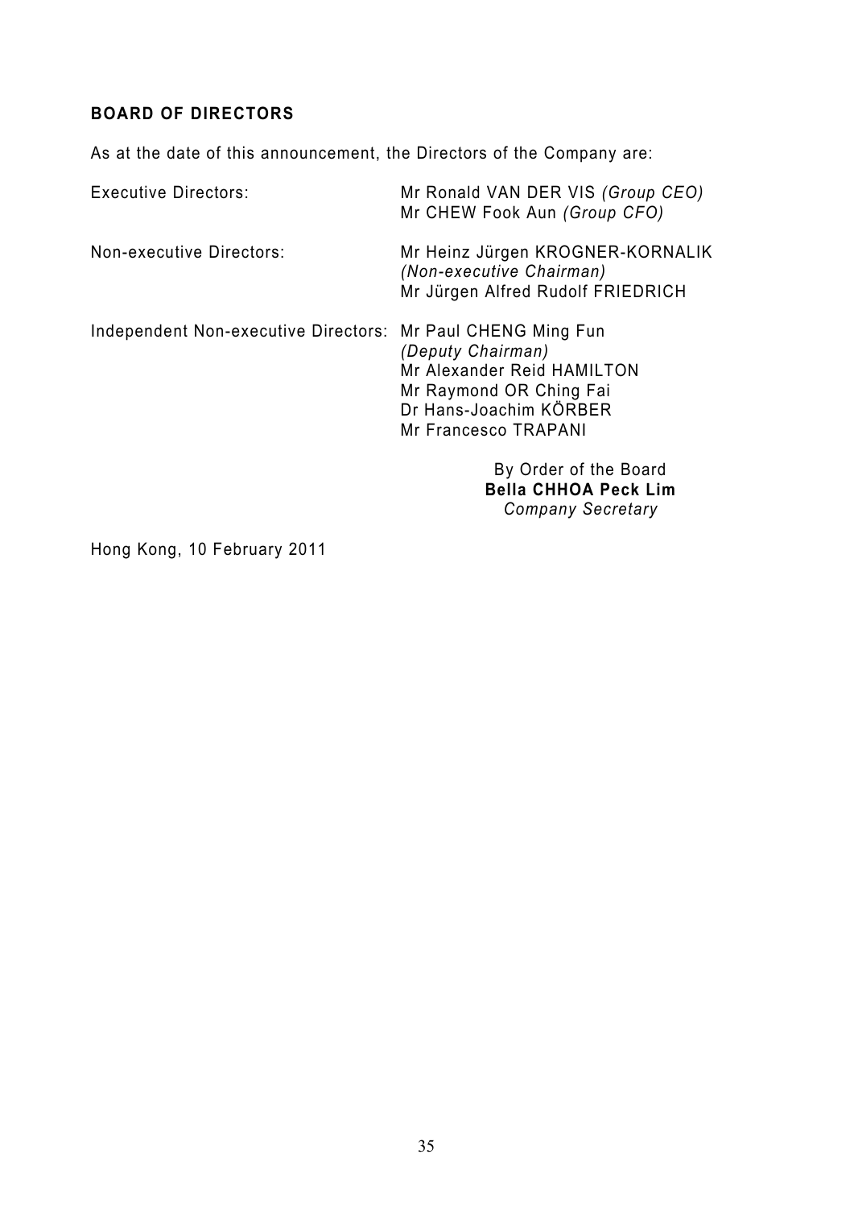## BOARD OF DIRECTORS

As at the date of this announcement, the Directors of the Company are:

| | |
|---|---|
| Executive Directors: | Mr Ronald VAN DER VIS *(Group CEO)*<br>Mr CHEW Fook Aun *(Group CFO)* |
| Non-executive Directors: | Mr Heinz Jürgen KROGNER-KORNALIK *(Non-executive Chairman)*<br>Mr Jürgen Alfred Rudolf FRIEDRICH |
| Independent Non-executive Directors: | Mr Paul CHENG Ming Fun *(Deputy Chairman)*<br>Mr Alexander Reid HAMILTON<br>Mr Raymond OR Ching Fai<br>Dr Hans-Joachim KÖRBER<br>Mr Francesco TRAPANI |

By Order of the Board
**Bella CHHOA Peck Lim**
*Company Secretary*

Hong Kong, 10 February 2011